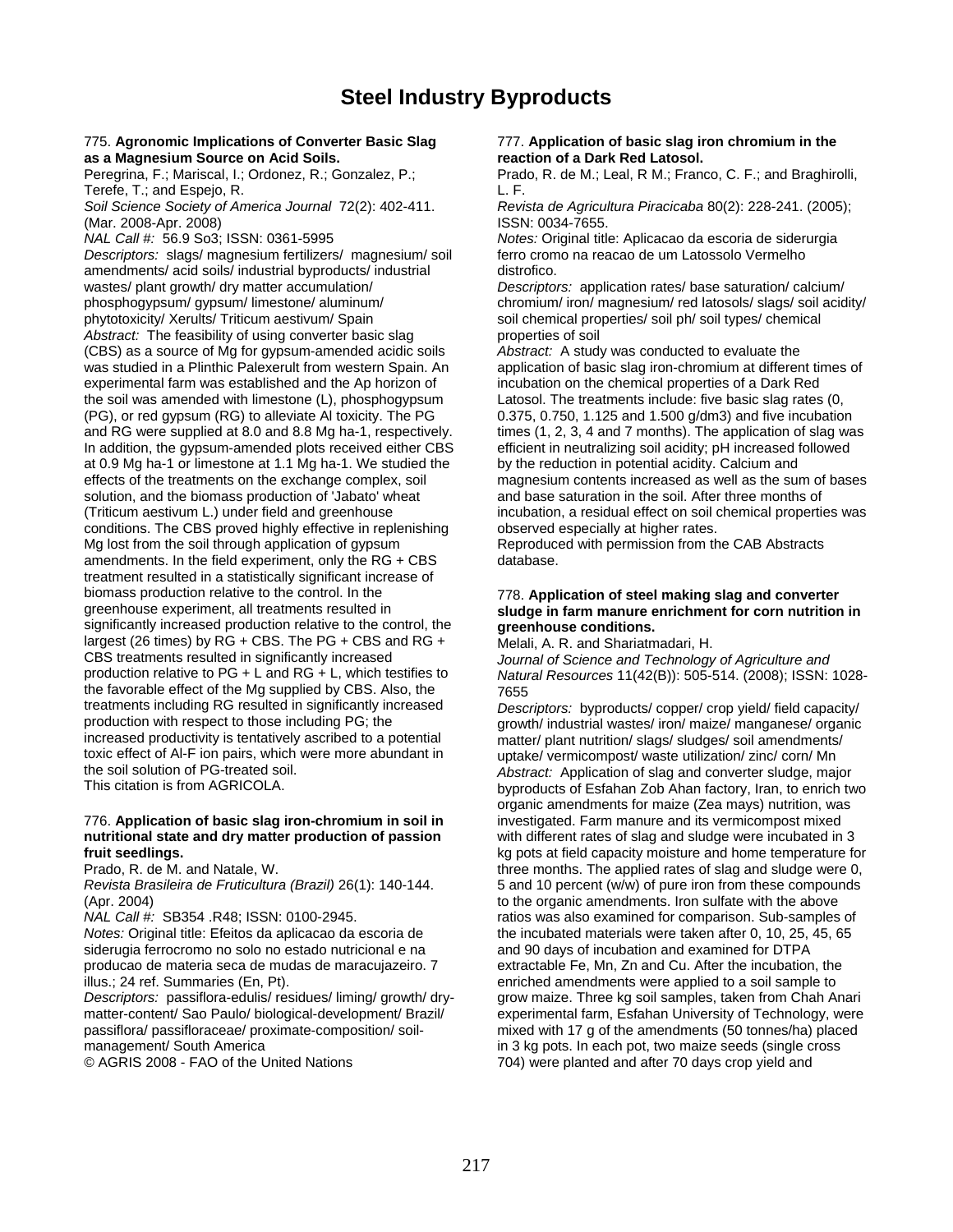# Steel Industry Byproducts

775. **Agronomic Implications of Converter Basic Slag as a Magnesium Source on Acid Soils.**
Peregrina, F.; Mariscal, I.; Ordonez, R.; Gonzalez, P.; Terefe, T.; and Espejo, R.
*Soil Science Society of America Journal* 72(2): 402-411. (Mar. 2008-Apr. 2008)
*NAL Call #:* 56.9 So3; ISSN: 0361-5995
*Descriptors:* slags/ magnesium fertilizers/ magnesium/ soil amendments/ acid soils/ industrial byproducts/ industrial wastes/ plant growth/ dry matter accumulation/ phosphogypsum/ gypsum/ limestone/ aluminum/ phytotoxicity/ Xerults/ Triticum aestivum/ Spain
*Abstract:* The feasibility of using converter basic slag (CBS) as a source of Mg for gypsum-amended acidic soils was studied in a Plinthic Palexerult from western Spain. An experimental farm was established and the Ap horizon of the soil was amended with limestone (L), phosphogypsum (PG), or red gypsum (RG) to alleviate Al toxicity. The PG and RG were supplied at 8.0 and 8.8 Mg ha-1, respectively. In addition, the gypsum-amended plots received either CBS at 0.9 Mg ha-1 or limestone at 1.1 Mg ha-1. We studied the effects of the treatments on the exchange complex, soil solution, and the biomass production of 'Jabato' wheat (Triticum aestivum L.) under field and greenhouse conditions. The CBS proved highly effective in replenishing Mg lost from the soil through application of gypsum amendments. In the field experiment, only the RG + CBS treatment resulted in a statistically significant increase of biomass production relative to the control. In the greenhouse experiment, all treatments resulted in significantly increased production relative to the control, the largest (26 times) by RG + CBS. The PG + CBS and RG + CBS treatments resulted in significantly increased production relative to PG + L and RG + L, which testifies to the favorable effect of the Mg supplied by CBS. Also, the treatments including RG resulted in significantly increased production with respect to those including PG; the increased productivity is tentatively ascribed to a potential toxic effect of Al-F ion pairs, which were more abundant in the soil solution of PG-treated soil.
This citation is from AGRICOLA.

776. **Application of basic slag iron-chromium in soil in nutritional state and dry matter production of passion fruit seedlings.**
Prado, R. de M. and Natale, W.
*Revista Brasileira de Fruticultura (Brazil)* 26(1): 140-144. (Apr. 2004)
*NAL Call #:* SB354 .R48; ISSN: 0100-2945.
*Notes:* Original title: Efeitos da aplicacao da escoria de siderurgia ferrocromo no solo no estado nutricional e na producao de materia seca de mudas de maracujazeiro. 7 illus.; 24 ref. Summaries (En, Pt).
*Descriptors:* passiflora-edulis/ residues/ liming/ growth/ dry-matter-content/ Sao Paulo/ biological-development/ Brazil/ passiflora/ passifloraceae/ proximate-composition/ soil-management/ South America
© AGRIS 2008 - FAO of the United Nations

777. **Application of basic slag iron chromium in the reaction of a Dark Red Latosol.**
Prado, R. de M.; Leal, R M.; Franco, C. F.; and Braghirolli, L. F.
*Revista de Agricultura Piracicaba* 80(2): 228-241. (2005); ISSN: 0034-7655.
*Notes:* Original title: Aplicacao da escoria de siderurgia ferro cromo na reacao de um Latossolo Vermelho distrofico.
*Descriptors:* application rates/ base saturation/ calcium/ chromium/ iron/ magnesium/ red latosols/ slags/ soil acidity/ soil chemical properties/ soil ph/ soil types/ chemical properties of soil
*Abstract:* A study was conducted to evaluate the application of basic slag iron-chromium at different times of incubation on the chemical properties of a Dark Red Latosol. The treatments include: five basic slag rates (0, 0.375, 0.750, 1.125 and 1.500 g/dm3) and five incubation times (1, 2, 3, 4 and 7 months). The application of slag was efficient in neutralizing soil acidity; pH increased followed by the reduction in potential acidity. Calcium and magnesium contents increased as well as the sum of bases and base saturation in the soil. After three months of incubation, a residual effect on soil chemical properties was observed especially at higher rates.
Reproduced with permission from the CAB Abstracts database.

778. **Application of steel making slag and converter sludge in farm manure enrichment for corn nutrition in greenhouse conditions.**
Melali, A. R. and Shariatmadari, H.
*Journal of Science and Technology of Agriculture and Natural Resources* 11(42(B)): 505-514. (2008); ISSN: 1028-7655
*Descriptors:* byproducts/ copper/ crop yield/ field capacity/ growth/ industrial wastes/ iron/ maize/ manganese/ organic matter/ plant nutrition/ slags/ sludges/ soil amendments/ uptake/ vermicompost/ waste utilization/ zinc/ corn/ Mn
*Abstract:* Application of slag and converter sludge, major byproducts of Esfahan Zob Ahan factory, Iran, to enrich two organic amendments for maize (Zea mays) nutrition, was investigated. Farm manure and its vermicompost mixed with different rates of slag and sludge were incubated in 3 kg pots at field capacity moisture and home temperature for three months. The applied rates of slag and sludge were 0, 5 and 10 percent (w/w) of pure iron from these compounds to the organic amendments. Iron sulfate with the above ratios was also examined for comparison. Sub-samples of the incubated materials were taken after 0, 10, 25, 45, 65 and 90 days of incubation and examined for DTPA extractable Fe, Mn, Zn and Cu. After the incubation, the enriched amendments were applied to a soil sample to grow maize. Three kg soil samples, taken from Chah Anari experimental farm, Esfahan University of Technology, were mixed with 17 g of the amendments (50 tonnes/ha) placed in 3 kg pots. In each pot, two maize seeds (single cross 704) were planted and after 70 days crop yield and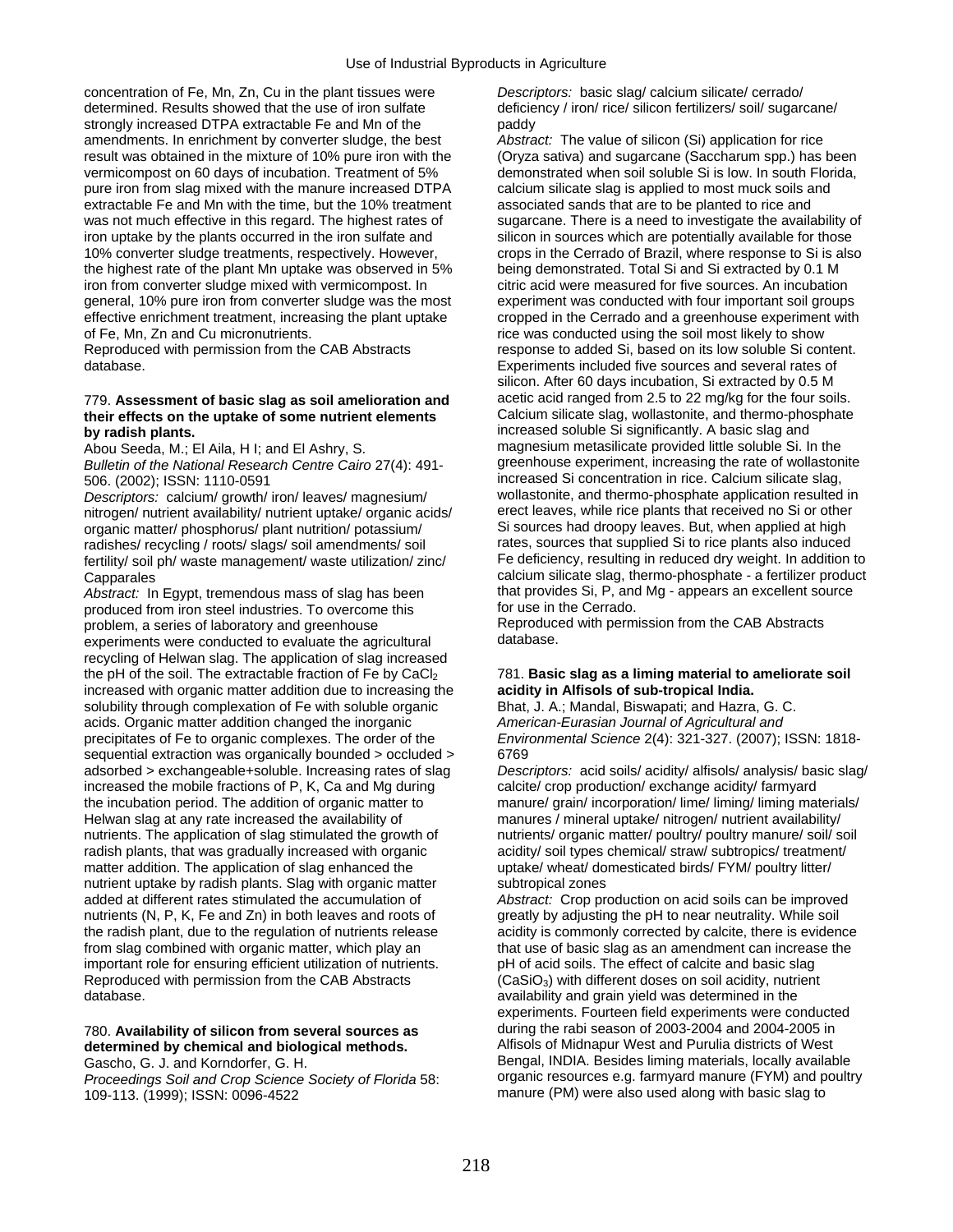concentration of Fe, Mn, Zn, Cu in the plant tissues were determined. Results showed that the use of iron sulfate strongly increased DTPA extractable Fe and Mn of the amendments. In enrichment by converter sludge, the best result was obtained in the mixture of 10% pure iron with the vermicompost on 60 days of incubation. Treatment of 5% pure iron from slag mixed with the manure increased DTPA extractable Fe and Mn with the time, but the 10% treatment was not much effective in this regard. The highest rates of iron uptake by the plants occurred in the iron sulfate and 10% converter sludge treatments, respectively. However, the highest rate of the plant Mn uptake was observed in 5% iron from converter sludge mixed with vermicompost. In general, 10% pure iron from converter sludge was the most effective enrichment treatment, increasing the plant uptake of Fe, Mn, Zn and Cu micronutrients.
Reproduced with permission from the CAB Abstracts database.

779. **Assessment of basic slag as soil amelioration and their effects on the uptake of some nutrient elements by radish plants.**
Abou Seeda, M.; El Aila, H I; and El Ashry, S.
*Bulletin of the National Research Centre Cairo* 27(4): 491-506. (2002); ISSN: 1110-0591
*Descriptors:* calcium/ growth/ iron/ leaves/ magnesium/ nitrogen/ nutrient availability/ nutrient uptake/ organic acids/ organic matter/ phosphorus/ plant nutrition/ potassium/ radishes/ recycling / roots/ slags/ soil amendments/ soil fertility/ soil ph/ waste management/ waste utilization/ zinc/ Capparales
*Abstract:* In Egypt, tremendous mass of slag has been produced from iron steel industries. To overcome this problem, a series of laboratory and greenhouse experiments were conducted to evaluate the agricultural recycling of Helwan slag. The application of slag increased the pH of the soil. The extractable fraction of Fe by $CaCl_2$ increased with organic matter addition due to increasing the solubility through complexation of Fe with soluble organic acids. Organic matter addition changed the inorganic precipitates of Fe to organic complexes. The order of the sequential extraction was organically bounded > occluded > adsorbed > exchangeable+soluble. Increasing rates of slag increased the mobile fractions of P, K, Ca and Mg during the incubation period. The addition of organic matter to Helwan slag at any rate increased the availability of nutrients. The application of slag stimulated the growth of radish plants, that was gradually increased with organic matter addition. The application of slag enhanced the nutrient uptake by radish plants. Slag with organic matter added at different rates stimulated the accumulation of nutrients (N, P, K, Fe and Zn) in both leaves and roots of the radish plant, due to the regulation of nutrients release from slag combined with organic matter, which play an important role for ensuring efficient utilization of nutrients.
Reproduced with permission from the CAB Abstracts database.

780. **Availability of silicon from several sources as determined by chemical and biological methods.**
Gascho, G. J. and Korndorfer, G. H.
*Proceedings Soil and Crop Science Society of Florida* 58: 109-113. (1999); ISSN: 0096-4522
*Descriptors:* basic slag/ calcium silicate/ cerrado/ deficiency / iron/ rice/ silicon fertilizers/ soil/ sugarcane/ paddy
*Abstract:* The value of silicon (Si) application for rice (Oryza sativa) and sugarcane (Saccharum spp.) has been demonstrated when soil soluble Si is low. In south Florida, calcium silicate slag is applied to most muck soils and associated sands that are to be planted to rice and sugarcane. There is a need to investigate the availability of silicon in sources which are potentially available for those crops in the Cerrado of Brazil, where response to Si is also being demonstrated. Total Si and Si extracted by 0.1 M citric acid were measured for five sources. An incubation experiment was conducted with four important soil groups cropped in the Cerrado and a greenhouse experiment with rice was conducted using the soil most likely to show response to added Si, based on its low soluble Si content. Experiments included five sources and several rates of silicon. After 60 days incubation, Si extracted by 0.5 M acetic acid ranged from 2.5 to 22 mg/kg for the four soils. Calcium silicate slag, wollastonite, and thermo-phosphate increased soluble Si significantly. A basic slag and magnesium metasilicate provided little soluble Si. In the greenhouse experiment, increasing the rate of wollastonite increased Si concentration in rice. Calcium silicate slag, wollastonite, and thermo-phosphate application resulted in erect leaves, while rice plants that received no Si or other Si sources had droopy leaves. But, when applied at high rates, sources that supplied Si to rice plants also induced Fe deficiency, resulting in reduced dry weight. In addition to calcium silicate slag, thermo-phosphate - a fertilizer product that provides Si, P, and Mg - appears an excellent source for use in the Cerrado.
Reproduced with permission from the CAB Abstracts database.

781. **Basic slag as a liming material to ameliorate soil acidity in Alfisols of sub-tropical India.**
Bhat, J. A.; Mandal, Biswapati; and Hazra, G. C.
*American-Eurasian Journal of Agricultural and Environmental Science* 2(4): 321-327. (2007); ISSN: 1818-6769
*Descriptors:* acid soils/ acidity/ alfisols/ analysis/ basic slag/ calcite/ crop production/ exchange acidity/ farmyard manure/ grain/ incorporation/ lime/ liming/ liming materials/ manures / mineral uptake/ nitrogen/ nutrient availability/ nutrients/ organic matter/ poultry/ poultry manure/ soil/ soil acidity/ soil types chemical/ straw/ subtropics/ treatment/ uptake/ wheat/ domesticated birds/ FYM/ poultry litter/ subtropical zones
*Abstract:* Crop production on acid soils can be improved greatly by adjusting the pH to near neutrality. While soil acidity is commonly corrected by calcite, there is evidence that use of basic slag as an amendment can increase the pH of acid soils. The effect of calcite and basic slag ($CaSiO_3$) with different doses on soil acidity, nutrient availability and grain yield was determined in the experiments. Fourteen field experiments were conducted during the rabi season of 2003-2004 and 2004-2005 in Alfisols of Midnapur West and Purulia districts of West Bengal, INDIA. Besides liming materials, locally available organic resources e.g. farmyard manure (FYM) and poultry manure (PM) were also used along with basic slag to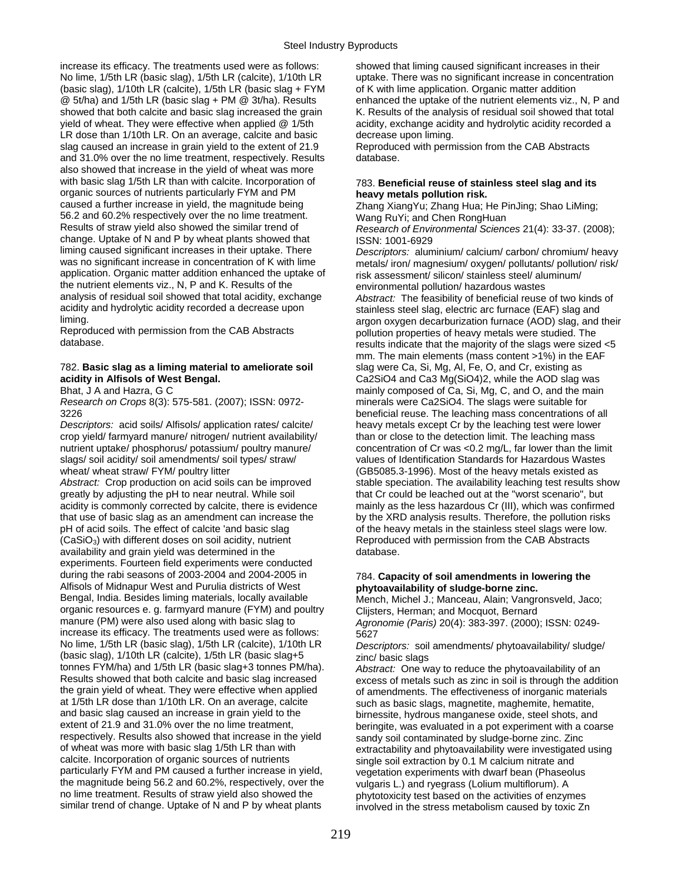increase its efficacy. The treatments used were as follows: No lime, 1/5th LR (basic slag), 1/5th LR (calcite), 1/10th LR (basic slag), 1/10th LR (calcite), 1/5th LR (basic slag + FYM @ 5t/ha) and 1/5th LR (basic slag + PM @ 3t/ha). Results showed that both calcite and basic slag increased the grain yield of wheat. They were effective when applied @ 1/5th LR dose than 1/10th LR. On an average, calcite and basic slag caused an increase in grain yield to the extent of 21.9 and 31.0% over the no lime treatment, respectively. Results also showed that increase in the yield of wheat was more with basic slag 1/5th LR than with calcite. Incorporation of organic sources of nutrients particularly FYM and PM caused a further increase in yield, the magnitude being 56.2 and 60.2% respectively over the no lime treatment. Results of straw yield also showed the similar trend of change. Uptake of N and P by wheat plants showed that liming caused significant increases in their uptake. There was no significant increase in concentration of K with lime application. Organic matter addition enhanced the uptake of the nutrient elements viz., N, P and K. Results of the analysis of residual soil showed that total acidity, exchange acidity and hydrolytic acidity recorded a decrease upon liming.

Reproduced with permission from the CAB Abstracts database.

### 782. **Basic slag as a liming material to ameliorate soil acidity in Alfisols of West Bengal.**

Bhat, J A and Hazra, G C

*Research on Crops* 8(3): 575-581. (2007); ISSN: 0972-3226

*Descriptors:* acid soils/ Alfisols/ application rates/ calcite/ crop yield/ farmyard manure/ nitrogen/ nutrient availability/ nutrient uptake/ phosphorus/ potassium/ poultry manure/ slags/ soil acidity/ soil amendments/ soil types/ straw/ wheat/ wheat straw/ FYM/ poultry litter

*Abstract:* Crop production on acid soils can be improved greatly by adjusting the pH to near neutral. While soil acidity is commonly corrected by calcite, there is evidence that use of basic slag as an amendment can increase the pH of acid soils. The effect of calcite 'and basic slag ($CaSiO_3$) with different doses on soil acidity, nutrient availability and grain yield was determined in the experiments. Fourteen field experiments were conducted during the rabi seasons of 2003-2004 and 2004-2005 in Alfisols of Midnapur West and Purulia districts of West Bengal, India. Besides liming materials, locally available organic resources e. g. farmyard manure (FYM) and poultry manure (PM) were also used along with basic slag to increase its efficacy. The treatments used were as follows: No lime, 1/5th LR (basic slag), 1/5th LR (calcite), 1/10th LR (basic slag), 1/10th LR (calcite), 1/5th LR (basic slag+5 tonnes FYM/ha) and 1/5th LR (basic slag+3 tonnes PM/ha). Results showed that both calcite and basic slag increased the grain yield of wheat. They were effective when applied at 1/5th LR dose than 1/10th LR. On an average, calcite and basic slag caused an increase in grain yield to the extent of 21.9 and 31.0% over the no lime treatment, respectively. Results also showed that increase in the yield of wheat was more with basic slag 1/5th LR than with calcite. Incorporation of organic sources of nutrients particularly FYM and PM caused a further increase in yield, the magnitude being 56.2 and 60.2%, respectively, over the no lime treatment. Results of straw yield also showed the similar trend of change. Uptake of N and P by wheat plants showed that liming caused significant increases in their uptake. There was no significant increase in concentration of K with lime application. Organic matter addition enhanced the uptake of the nutrient elements viz., N, P and K. Results of the analysis of residual soil showed that total acidity, exchange acidity and hydrolytic acidity recorded a decrease upon liming.

Reproduced with permission from the CAB Abstracts database.

### 783. **Beneficial reuse of stainless steel slag and its heavy metals pollution risk.**

Zhang XiangYu; Zhang Hua; He PinJing; Shao LiMing; Wang RuYi; and Chen RongHuan

*Research of Environmental Sciences* 21(4): 33-37. (2008); ISSN: 1001-6929

*Descriptors:* aluminium/ calcium/ carbon/ chromium/ heavy metals/ iron/ magnesium/ oxygen/ pollutants/ pollution/ risk/ risk assessment/ silicon/ stainless steel/ aluminum/ environmental pollution/ hazardous wastes

*Abstract:* The feasibility of beneficial reuse of two kinds of stainless steel slag, electric arc furnace (EAF) slag and argon oxygen decarburization furnace (AOD) slag, and their pollution properties of heavy metals were studied. The results indicate that the majority of the slags were sized <5 mm. The main elements (mass content >1%) in the EAF slag were Ca, Si, Mg, Al, Fe, O, and Cr, existing as $Ca_2SiO_4$ and $Ca_3Mg(SiO_4)_2$, while the AOD slag was mainly composed of Ca, Si, Mg, C, and O, and the main minerals were $Ca_2SiO_4$. The slags were suitable for beneficial reuse. The leaching mass concentrations of all heavy metals except Cr by the leaching test were lower than or close to the detection limit. The leaching mass concentration of Cr was <0.2 mg/L, far lower than the limit values of Identification Standards for Hazardous Wastes (GB5085.3-1996). Most of the heavy metals existed as stable speciation. The availability leaching test results show that Cr could be leached out at the "worst scenario", but mainly as the less hazardous Cr (III), which was confirmed by the XRD analysis results. Therefore, the pollution risks of the heavy metals in the stainless steel slags were low.

Reproduced with permission from the CAB Abstracts database.

### 784. **Capacity of soil amendments in lowering the phytoavailability of sludge-borne zinc.**

Mench, Michel J.; Manceau, Alain; Vangronsveld, Jaco; Clijsters, Herman; and Mocquot, Bernard

*Agronomie (Paris)* 20(4): 383-397. (2000); ISSN: 0249-5627

*Descriptors:* soil amendments/ phytoavailability/ sludge/ zinc/ basic slags

*Abstract:* One way to reduce the phytoavailability of an excess of metals such as zinc in soil is through the addition of amendments. The effectiveness of inorganic materials such as basic slags, magnetite, maghemite, hematite, birnessite, hydrous manganese oxide, steel shots, and beringite, was evaluated in a pot experiment with a coarse sandy soil contaminated by sludge-borne zinc. Zinc extractability and phytoavailability were investigated using single soil extraction by 0.1 M calcium nitrate and vegetation experiments with dwarf bean (Phaseolus vulgaris L.) and ryegrass (Lolium multiflorum). A phytotoxicity test based on the activities of enzymes involved in the stress metabolism caused by toxic Zn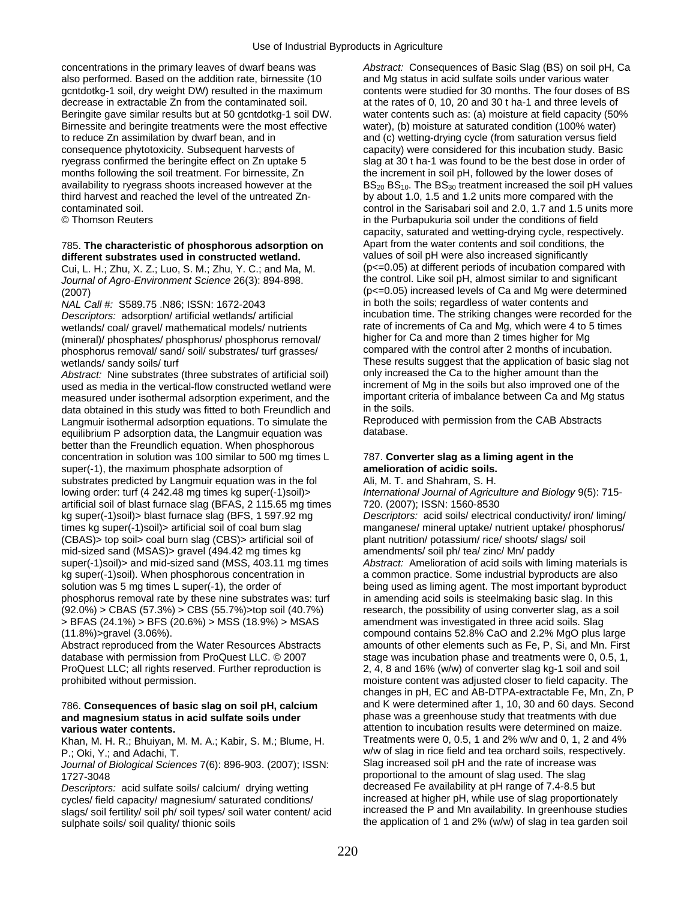concentrations in the primary leaves of dwarf beans was also performed. Based on the addition rate, birnessite (10 gcntdotkg-1 soil, dry weight DW) resulted in the maximum decrease in extractable Zn from the contaminated soil. Beringite gave similar results but at 50 gcntdotkg-1 soil DW. Birnessite and beringite treatments were the most effective to reduce Zn assimilation by dwarf bean, and in consequence phytotoxicity. Subsequent harvests of ryegrass confirmed the beringite effect on Zn uptake 5 months following the soil treatment. For birnessite, Zn availability to ryegrass shoots increased however at the third harvest and reached the level of the untreated Zn-contaminated soil.
© Thomson Reuters

785. **The characteristic of phosphorous adsorption on different substrates used in constructed wetland.**
Cui, L. H.; Zhu, X. Z.; Luo, S. M.; Zhu, Y. C.; and Ma, M.
*Journal of Agro-Environment Science* 26(3): 894-898. (2007)
*NAL Call #:* S589.75 .N86; ISSN: 1672-2043
*Descriptors:* adsorption/ artificial wetlands/ artificial wetlands/ coal/ gravel/ mathematical models/ nutrients (mineral)/ phosphates/ phosphorus/ phosphorus removal/ phosphorus removal/ sand/ soil/ substrates/ turf grasses/ wetlands/ sandy soils/ turf
*Abstract:* Nine substrates (three substrates of artificial soil) used as media in the vertical-flow constructed wetland were measured under isothermal adsorption experiment, and the data obtained in this study was fitted to both Freundlich and Langmuir isothermal adsorption equations. To simulate the equilibrium P adsorption data, the Langmuir equation was better than the Freundlich equation. When phosphorous concentration in solution was 100 similar to 500 mg times L super(-1), the maximum phosphate adsorption of substrates predicted by Langmuir equation was in the fol lowing order: turf (4 242.48 mg times kg super(-1)soil)> artificial soil of blast furnace slag (BFAS, 2 115.65 mg times kg super(-1)soil)> blast furnace slag (BFS, 1 597.92 mg times kg super(-1)soil)> artificial soil of coal bum slag (CBAS)> top soil> coal burn slag (CBS)> artificial soil of mid-sized sand (MSAS)> gravel (494.42 mg times kg super(-1)soil)> and mid-sized sand (MSS, 403.11 mg times kg super(-1)soil). When phosphorous concentration in solution was 5 mg times L super(-1), the order of phosphorus removal rate by these nine substrates was: turf (92.0%) > CBAS (57.3%) > CBS (55.7%)>top soil (40.7%) > BFAS (24.1%) > BFS (20.6%) > MSS (18.9%) > MSAS (11.8%)>gravel (3.06%).
Abstract reproduced from the Water Resources Abstracts database with permission from ProQuest LLC. © 2007 ProQuest LLC; all rights reserved. Further reproduction is prohibited without permission.

786. **Consequences of basic slag on soil pH, calcium and magnesium status in acid sulfate soils under various water contents.**
Khan, M. H. R.; Bhuiyan, M. M. A.; Kabir, S. M.; Blume, H. P.; Oki, Y.; and Adachi, T.
*Journal of Biological Sciences* 7(6): 896-903. (2007); ISSN: 1727-3048
*Descriptors:* acid sulfate soils/ calcium/ drying wetting cycles/ field capacity/ magnesium/ saturated conditions/ slags/ soil fertility/ soil ph/ soil types/ soil water content/ acid sulphate soils/ soil quality/ thionic soils
*Abstract:* Consequences of Basic Slag (BS) on soil pH, Ca and Mg status in acid sulfate soils under various water contents were studied for 30 months. The four doses of BS at the rates of 0, 10, 20 and 30 t ha-1 and three levels of water contents such as: (a) moisture at field capacity (50% water), (b) moisture at saturated condition (100% water) and (c) wetting-drying cycle (from saturation versus field capacity) were considered for this incubation study. Basic slag at 30 t ha-1 was found to be the best dose in order of the increment in soil pH, followed by the lower doses of $BS_{20}$ $BS_{10}$. The $BS_{30}$ treatment increased the soil pH values by about 1.0, 1.5 and 1.2 units more compared with the control in the Sarisabari soil and 2.0, 1.7 and 1.5 units more in the Purbapukuria soil under the conditions of field capacity, saturated and wetting-drying cycle, respectively. Apart from the water contents and soil conditions, the values of soil pH were also increased significantly (p<=0.05) at different periods of incubation compared with the control. Like soil pH, almost similar to and significant (p<=0.05) increased levels of Ca and Mg were determined in both the soils; regardless of water contents and incubation time. The striking changes were recorded for the rate of increments of Ca and Mg, which were 4 to 5 times higher for Ca and more than 2 times higher for Mg compared with the control after 2 months of incubation. These results suggest that the application of basic slag not only increased the Ca to the higher amount than the increment of Mg in the soils but also improved one of the important criteria of imbalance between Ca and Mg status in the soils.
Reproduced with permission from the CAB Abstracts database.

787. **Converter slag as a liming agent in the amelioration of acidic soils.**
Ali, M. T. and Shahram, S. H.
*International Journal of Agriculture and Biology* 9(5): 715-720. (2007); ISSN: 1560-8530
*Descriptors:* acid soils/ electrical conductivity/ iron/ liming/ manganese/ mineral uptake/ nutrient uptake/ phosphorus/ plant nutrition/ potassium/ rice/ shoots/ slags/ soil amendments/ soil ph/ tea/ zinc/ Mn/ paddy
*Abstract:* Amelioration of acid soils with liming materials is a common practice. Some industrial byproducts are also being used as liming agent. The most important byproduct in amending acid soils is steelmaking basic slag. In this research, the possibility of using converter slag, as a soil amendment was investigated in three acid soils. Slag compound contains 52.8% CaO and 2.2% MgO plus large amounts of other elements such as Fe, P, Si, and Mn. First stage was incubation phase and treatments were 0, 0.5, 1, 2, 4, 8 and 16% (w/w) of converter slag kg-1 soil and soil moisture content was adjusted closer to field capacity. The changes in pH, EC and AB-DTPA-extractable Fe, Mn, Zn, P and K were determined after 1, 10, 30 and 60 days. Second phase was a greenhouse study that treatments with due attention to incubation results were determined on maize. Treatments were 0, 0.5, 1 and 2% w/w and 0, 1, 2 and 4% w/w of slag in rice field and tea orchard soils, respectively. Slag increased soil pH and the rate of increase was proportional to the amount of slag used. The slag decreased Fe availability at pH range of 7.4-8.5 but increased at higher pH, while use of slag proportionately increased the P and Mn availability. In greenhouse studies the application of 1 and 2% (w/w) of slag in tea garden soil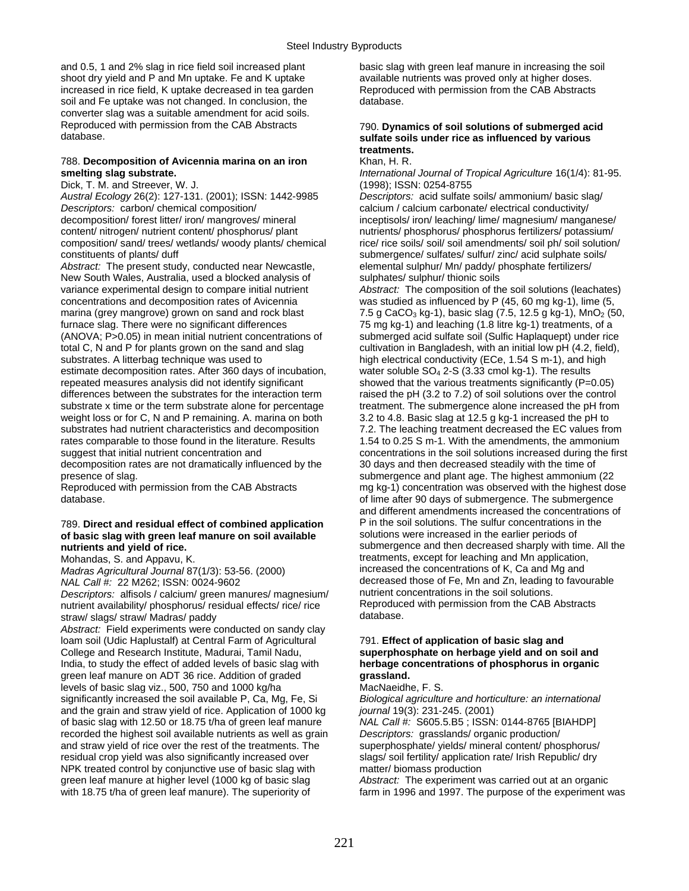and 0.5, 1 and 2% slag in rice field soil increased plant shoot dry yield and P and Mn uptake. Fe and K uptake increased in rice field, K uptake decreased in tea garden soil and Fe uptake was not changed. In conclusion, the converter slag was a suitable amendment for acid soils.
Reproduced with permission from the CAB Abstracts database.

788. **Decomposition of Avicennia marina on an iron smelting slag substrate.**
Dick, T. M. and Streever, W. J.
*Austral Ecology* 26(2): 127-131. (2001); ISSN: 1442-9985
*Descriptors:* carbon/ chemical composition/ decomposition/ forest litter/ iron/ mangroves/ mineral content/ nitrogen/ nutrient content/ phosphorus/ plant composition/ sand/ trees/ wetlands/ woody plants/ chemical constituents of plants/ duff
*Abstract:* The present study, conducted near Newcastle, New South Wales, Australia, used a blocked analysis of variance experimental design to compare initial nutrient concentrations and decomposition rates of Avicennia marina (grey mangrove) grown on sand and rock blast furnace slag. There were no significant differences (ANOVA; P>0.05) in mean initial nutrient concentrations of total C, N and P for plants grown on the sand and slag substrates. A litterbag technique was used to estimate decomposition rates. After 360 days of incubation, repeated measures analysis did not identify significant differences between the substrates for the interaction term substrate x time or the term substrate alone for percentage weight loss or for C, N and P remaining. A. marina on both substrates had nutrient characteristics and decomposition rates comparable to those found in the literature. Results suggest that initial nutrient concentration and decomposition rates are not dramatically influenced by the presence of slag.
Reproduced with permission from the CAB Abstracts database.

789. **Direct and residual effect of combined application of basic slag with green leaf manure on soil available nutrients and yield of rice.**
Mohandas, S. and Appavu, K.
*Madras Agricultural Journal* 87(1/3): 53-56. (2000)
*NAL Call #:* 22 M262; ISSN: 0024-9602
*Descriptors:* alfisols / calcium/ green manures/ magnesium/ nutrient availability/ phosphorus/ residual effects/ rice/ rice straw/ slags/ straw/ Madras/ paddy
*Abstract:* Field experiments were conducted on sandy clay loam soil (Udic Haplustalf) at Central Farm of Agricultural College and Research Institute, Madurai, Tamil Nadu, India, to study the effect of added levels of basic slag with green leaf manure on ADT 36 rice. Addition of graded levels of basic slag viz., 500, 750 and 1000 kg/ha significantly increased the soil available P, Ca, Mg, Fe, Si and the grain and straw yield of rice. Application of 1000 kg of basic slag with 12.50 or 18.75 t/ha of green leaf manure recorded the highest soil available nutrients as well as grain and straw yield of rice over the rest of the treatments. The residual crop yield was also significantly increased over NPK treated control by conjunctive use of basic slag with green leaf manure at higher level (1000 kg of basic slag with 18.75 t/ha of green leaf manure). The superiority of basic slag with green leaf manure in increasing the soil available nutrients was proved only at higher doses.
Reproduced with permission from the CAB Abstracts database.

790. **Dynamics of soil solutions of submerged acid sulfate soils under rice as influenced by various treatments.**
Khan, H. R.
*International Journal of Tropical Agriculture* 16(1/4): 81-95. (1998); ISSN: 0254-8755
*Descriptors:* acid sulfate soils/ ammonium/ basic slag/ calcium / calcium carbonate/ electrical conductivity/ inceptisols/ iron/ leaching/ lime/ magnesium/ manganese/ nutrients/ phosphorus/ phosphorus fertilizers/ potassium/ rice/ rice soils/ soil/ soil amendments/ soil ph/ soil solution/ submergence/ sulfates/ sulfur/ zinc/ acid sulphate soils/ elemental sulphur/ Mn/ paddy/ phosphate fertilizers/ sulphates/ sulphur/ thionic soils
*Abstract:* The composition of the soil solutions (leachates) was studied as influenced by P (45, 60 mg kg-1), lime (5, 7.5 g $CaCO_3$ kg-1), basic slag (7.5, 12.5 g kg-1), $MnO_2$ (50, 75 mg kg-1) and leaching (1.8 litre kg-1) treatments, of a submerged acid sulfate soil (Sulfic Haplaquept) under rice cultivation in Bangladesh, with an initial low pH (4.2, field), high electrical conductivity (ECe, 1.54 S m-1), and high water soluble $SO_4$ 2-S (3.33 cmol kg-1). The results showed that the various treatments significantly (P=0.05) raised the pH (3.2 to 7.2) of soil solutions over the control treatment. The submergence alone increased the pH from 3.2 to 4.8. Basic slag at 12.5 g kg-1 increased the pH to 7.2. The leaching treatment decreased the EC values from 1.54 to 0.25 S m-1. With the amendments, the ammonium concentrations in the soil solutions increased during the first 30 days and then decreased steadily with the time of submergence and plant age. The highest ammonium (22 mg kg-1) concentration was observed with the highest dose of lime after 90 days of submergence. The submergence and different amendments increased the concentrations of P in the soil solutions. The sulfur concentrations in the solutions were increased in the earlier periods of submergence and then decreased sharply with time. All the treatments, except for leaching and Mn application, increased the concentrations of K, Ca and Mg and decreased those of Fe, Mn and Zn, leading to favourable nutrient concentrations in the soil solutions.
Reproduced with permission from the CAB Abstracts database.

791. **Effect of application of basic slag and superphosphate on herbage yield and on soil and herbage concentrations of phosphorus in organic grassland.**
MacNaeidhe, F. S.
*Biological agriculture and horticulture: an international journal* 19(3): 231-245. (2001)
*NAL Call #:* S605.5.B5 ; ISSN: 0144-8765 [BIAHDP]
*Descriptors:* grasslands/ organic production/ superphosphate/ yields/ mineral content/ phosphorus/ slags/ soil fertility/ application rate/ Irish Republic/ dry matter/ biomass production
*Abstract:* The experiment was carried out at an organic farm in 1996 and 1997. The purpose of the experiment was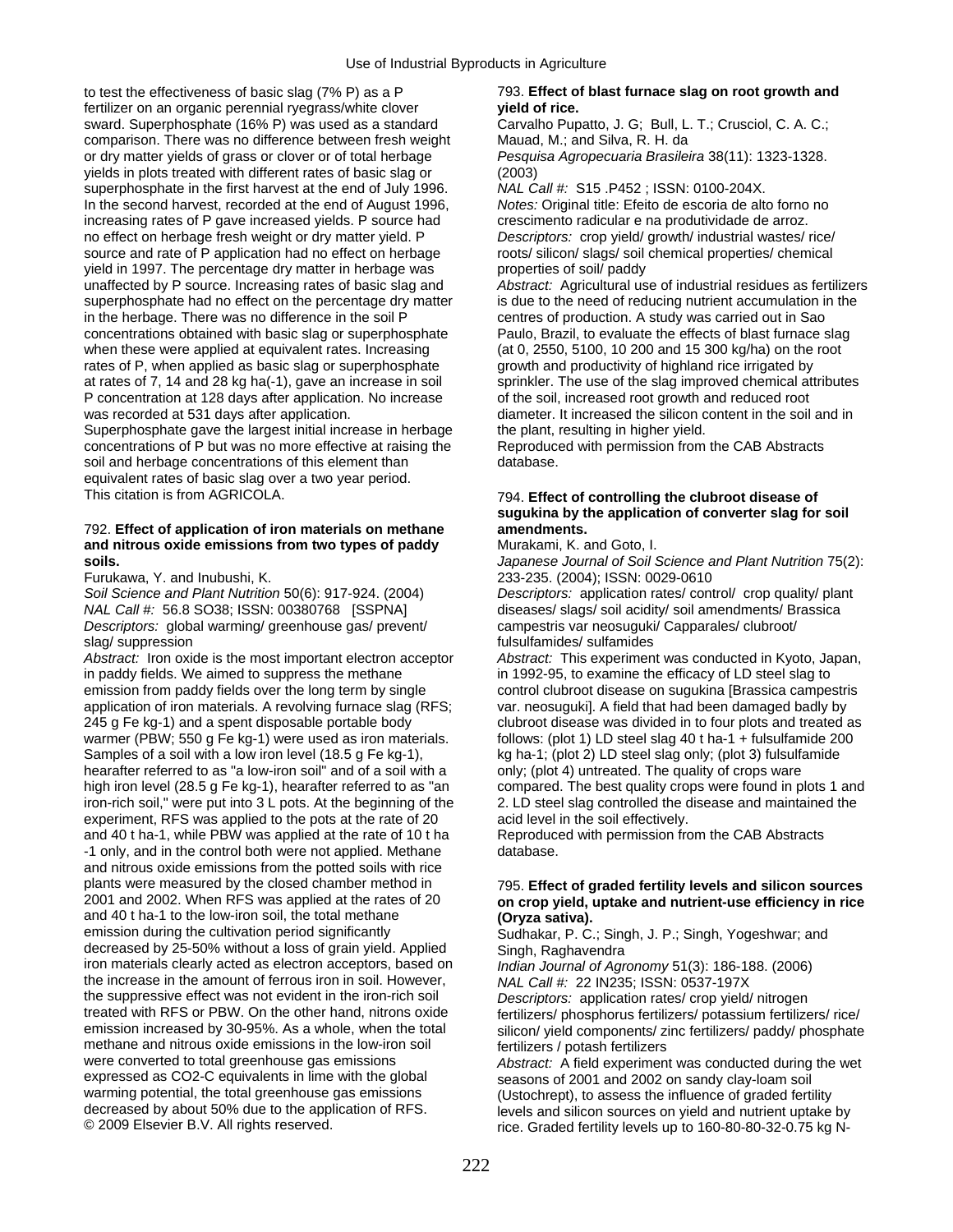to test the effectiveness of basic slag (7% P) as a P fertilizer on an organic perennial ryegrass/white clover sward. Superphosphate (16% P) was used as a standard comparison. There was no difference between fresh weight or dry matter yields of grass or clover or of total herbage yields in plots treated with different rates of basic slag or superphosphate in the first harvest at the end of July 1996. In the second harvest, recorded at the end of August 1996, increasing rates of P gave increased yields. P source had no effect on herbage fresh weight or dry matter yield. P source and rate of P application had no effect on herbage yield in 1997. The percentage dry matter in herbage was unaffected by P source. Increasing rates of basic slag and superphosphate had no effect on the percentage dry matter in the herbage. There was no difference in the soil P concentrations obtained with basic slag or superphosphate when these were applied at equivalent rates. Increasing rates of P, when applied as basic slag or superphosphate at rates of 7, 14 and 28 kg ha(-1), gave an increase in soil P concentration at 128 days after application. No increase was recorded at 531 days after application. Superphosphate gave the largest initial increase in herbage concentrations of P but was no more effective at raising the soil and herbage concentrations of this element than equivalent rates of basic slag over a two year period.
This citation is from AGRICOLA.

### 792. Effect of application of iron materials on methane and nitrous oxide emissions from two types of paddy soils.

Furukawa, Y. and Inubushi, K.

*Soil Science and Plant Nutrition* 50(6): 917-924. (2004)
*NAL Call #:* 56.8 SO38; ISSN: 00380768 [SSPNA]
*Descriptors:* global warming/ greenhouse gas/ prevent/ slag/ suppression
*Abstract:* Iron oxide is the most important electron acceptor in paddy fields. We aimed to suppress the methane emission from paddy fields over the long term by single application of iron materials. A revolving furnace slag (RFS; 245 g Fe kg-1) and a spent disposable portable body warmer (PBW; 550 g Fe kg-1) were used as iron materials. Samples of a soil with a low iron level (18.5 g Fe kg-1), hearafter referred to as "a low-iron soil" and of a soil with a high iron level (28.5 g Fe kg-1), hearafter referred to as "an iron-rich soil," were put into 3 L pots. At the beginning of the experiment, RFS was applied to the pots at the rate of 20 and 40 t ha-1, while PBW was applied at the rate of 10 t ha -1 only, and in the control both were not applied. Methane and nitrous oxide emissions from the potted soils with rice plants were measured by the closed chamber method in 2001 and 2002. When RFS was applied at the rates of 20 and 40 t ha-1 to the low-iron soil, the total methane emission during the cultivation period significantly decreased by 25-50% without a loss of grain yield. Applied iron materials clearly acted as electron acceptors, based on the increase in the amount of ferrous iron in soil. However, the suppressive effect was not evident in the iron-rich soil treated with RFS or PBW. On the other hand, nitrons oxide emission increased by 30-95%. As a whole, when the total methane and nitrous oxide emissions in the low-iron soil were converted to total greenhouse gas emissions expressed as CO2-C equivalents in lime with the global warming potential, the total greenhouse gas emissions decreased by about 50% due to the application of RFS.
© 2009 Elsevier B.V. All rights reserved.

### 793. Effect of blast furnace slag on root growth and yield of rice.

Carvalho Pupatto, J. G; Bull, L. T.; Crusciol, C. A. C.; Mauad, M.; and Silva, R. H. da

*Pesquisa Agropecuaria Brasileira* 38(11): 1323-1328. (2003)
*NAL Call #:* S15 .P452 ; ISSN: 0100-204X.
*Notes:* Original title: Efeito de escoria de alto forno no crescimento radicular e na produtividade de arroz.
*Descriptors:* crop yield/ growth/ industrial wastes/ rice/ roots/ silicon/ slags/ soil chemical properties/ chemical properties of soil/ paddy
*Abstract:* Agricultural use of industrial residues as fertilizers is due to the need of reducing nutrient accumulation in the centres of production. A study was carried out in Sao Paulo, Brazil, to evaluate the effects of blast furnace slag (at 0, 2550, 5100, 10 200 and 15 300 kg/ha) on the root growth and productivity of highland rice irrigated by sprinkler. The use of the slag improved chemical attributes of the soil, increased root growth and reduced root diameter. It increased the silicon content in the soil and in the plant, resulting in higher yield.
Reproduced with permission from the CAB Abstracts database.

### 794. Effect of controlling the clubroot disease of sugukina by the application of converter slag for soil amendments.

Murakami, K. and Goto, I.

*Japanese Journal of Soil Science and Plant Nutrition* 75(2): 233-235. (2004); ISSN: 0029-0610
*Descriptors:* application rates/ control/ crop quality/ plant diseases/ slags/ soil acidity/ soil amendments/ Brassica campestris var neosuguki/ Capparales/ clubroot/ fulsulfamides/ sulfamides
*Abstract:* This experiment was conducted in Kyoto, Japan, in 1992-95, to examine the efficacy of LD steel slag to control clubroot disease on sugukina [Brassica campestris var. neosuguki]. A field that had been damaged badly by clubroot disease was divided in to four plots and treated as follows: (plot 1) LD steel slag 40 t ha-1 + fulsulfamide 200 kg ha-1; (plot 2) LD steel slag only; (plot 3) fulsulfamide only; (plot 4) untreated. The quality of crops ware compared. The best quality crops were found in plots 1 and 2. LD steel slag controlled the disease and maintained the acid level in the soil effectively.
Reproduced with permission from the CAB Abstracts database.

### 795. Effect of graded fertility levels and silicon sources on crop yield, uptake and nutrient-use efficiency in rice (Oryza sativa).

Sudhakar, P. C.; Singh, J. P.; Singh, Yogeshwar; and Singh, Raghavendra

*Indian Journal of Agronomy* 51(3): 186-188. (2006)
*NAL Call #:* 22 IN235; ISSN: 0537-197X
*Descriptors:* application rates/ crop yield/ nitrogen fertilizers/ phosphorus fertilizers/ potassium fertilizers/ rice/ silicon/ yield components/ zinc fertilizers/ paddy/ phosphate fertilizers / potash fertilizers
*Abstract:* A field experiment was conducted during the wet seasons of 2001 and 2002 on sandy clay-loam soil (Ustochrept), to assess the influence of graded fertility levels and silicon sources on yield and nutrient uptake by rice. Graded fertility levels up to 160-80-80-32-0.75 kg N-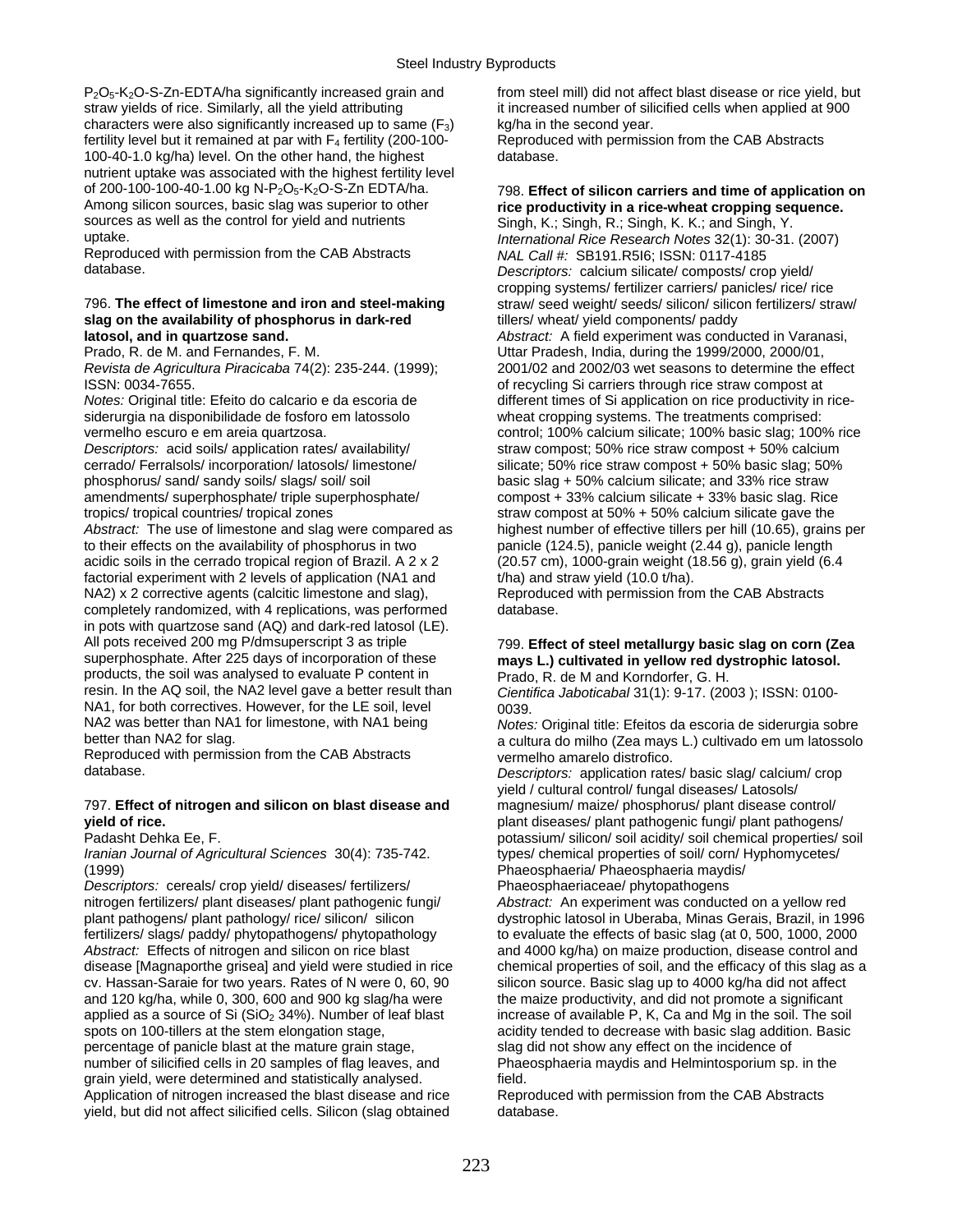$P_2O_5$-$K_2O$-S-Zn-EDTA/ha significantly increased grain and straw yields of rice. Similarly, all the yield attributing characters were also significantly increased up to same ($F_3$) fertility level but it remained at par with $F_4$ fertility (200-100-100-40-1.0 kg/ha) level. On the other hand, the highest nutrient uptake was associated with the highest fertility level of 200-100-100-40-1.00 kg N-$P_2O_5$-$K_2O$-S-Zn EDTA/ha. Among silicon sources, basic slag was superior to other sources as well as the control for yield and nutrients uptake.
Reproduced with permission from the CAB Abstracts database.

796. **The effect of limestone and iron and steel-making slag on the availability of phosphorus in dark-red latosol, and in quartzose sand.**
Prado, R. de M. and Fernandes, F. M.
*Revista de Agricultura Piracicaba* 74(2): 235-244. (1999); ISSN: 0034-7655.
*Notes:* Original title: Efeito do calcario e da escoria de siderurgia na disponibilidade de fosforo em latossolo vermelho escuro e em areia quartzosa.
*Descriptors:* acid soils/ application rates/ availability/ cerrado/ Ferralsols/ incorporation/ latosols/ limestone/ phosphorus/ sand/ sandy soils/ slags/ soil/ soil amendments/ superphosphate/ triple superphosphate/ tropics/ tropical countries/ tropical zones
*Abstract:* The use of limestone and slag were compared as to their effects on the availability of phosphorus in two acidic soils in the cerrado tropical region of Brazil. A 2 x 2 factorial experiment with 2 levels of application (NA1 and NA2) x 2 corrective agents (calcitic limestone and slag), completely randomized, with 4 replications, was performed in pots with quartzose sand (AQ) and dark-red latosol (LE). All pots received 200 mg P/dmsuperscript 3 as triple superphosphate. After 225 days of incorporation of these products, the soil was analysed to evaluate P content in resin. In the AQ soil, the NA2 level gave a better result than NA1, for both correctives. However, for the LE soil, level NA2 was better than NA1 for limestone, with NA1 being better than NA2 for slag.
Reproduced with permission from the CAB Abstracts database.

797. **Effect of nitrogen and silicon on blast disease and yield of rice.**
Padasht Dehka Ee, F.
*Iranian Journal of Agricultural Sciences* 30(4): 735-742. (1999)
*Descriptors:* cereals/ crop yield/ diseases/ fertilizers/ nitrogen fertilizers/ plant diseases/ plant pathogenic fungi/ plant pathogens/ plant pathology/ rice/ silicon/ silicon fertilizers/ slags/ paddy/ phytopathogens/ phytopathology
*Abstract:* Effects of nitrogen and silicon on rice blast disease [Magnaporthe grisea] and yield were studied in rice cv. Hassan-Saraie for two years. Rates of N were 0, 60, 90 and 120 kg/ha, while 0, 300, 600 and 900 kg slag/ha were applied as a source of Si ($SiO_2$ 34%). Number of leaf blast spots on 100-tillers at the stem elongation stage, percentage of panicle blast at the mature grain stage, number of silicified cells in 20 samples of flag leaves, and grain yield, were determined and statistically analysed. Application of nitrogen increased the blast disease and rice yield, but did not affect silicified cells. Silicon (slag obtained from steel mill) did not affect blast disease or rice yield, but it increased number of silicified cells when applied at 900 kg/ha in the second year.
Reproduced with permission from the CAB Abstracts database.

798. **Effect of silicon carriers and time of application on rice productivity in a rice-wheat cropping sequence.**
Singh, K.; Singh, R.; Singh, K. K.; and Singh, Y.
*International Rice Research Notes* 32(1): 30-31. (2007)
*NAL Call #:* SB191.R5I6; ISSN: 0117-4185
*Descriptors:* calcium silicate/ composts/ crop yield/ cropping systems/ fertilizer carriers/ panicles/ rice/ rice straw/ seed weight/ seeds/ silicon/ silicon fertilizers/ straw/ tillers/ wheat/ yield components/ paddy
*Abstract:* A field experiment was conducted in Varanasi, Uttar Pradesh, India, during the 1999/2000, 2000/01, 2001/02 and 2002/03 wet seasons to determine the effect of recycling Si carriers through rice straw compost at different times of Si application on rice productivity in rice-wheat cropping systems. The treatments comprised: control; 100% calcium silicate; 100% basic slag; 100% rice straw compost; 50% rice straw compost + 50% calcium silicate; 50% rice straw compost + 50% basic slag; 50% basic slag + 50% calcium silicate; and 33% rice straw compost + 33% calcium silicate + 33% basic slag. Rice straw compost at 50% + 50% calcium silicate gave the highest number of effective tillers per hill (10.65), grains per panicle (124.5), panicle weight (2.44 g), panicle length (20.57 cm), 1000-grain weight (18.56 g), grain yield (6.4 t/ha) and straw yield (10.0 t/ha).
Reproduced with permission from the CAB Abstracts database.

799. **Effect of steel metallurgy basic slag on corn (Zea mays L.) cultivated in yellow red dystrophic latosol.**
Prado, R. de M and Korndorfer, G. H.
*Cientifica Jaboticabal* 31(1): 9-17. (2003 ); ISSN: 0100-0039.
*Notes:* Original title: Efeitos da escoria de siderurgia sobre a cultura do milho (Zea mays L.) cultivado em um latossolo vermelho amarelo distrofico.
*Descriptors:* application rates/ basic slag/ calcium/ crop yield / cultural control/ fungal diseases/ Latosols/ magnesium/ maize/ phosphorus/ plant disease control/ plant diseases/ plant pathogenic fungi/ plant pathogens/ potassium/ silicon/ soil acidity/ soil chemical properties/ soil types/ chemical properties of soil/ corn/ Hyphomycetes/ Phaeosphaeria/ Phaeosphaeria maydis/ Phaeosphaeriaceae/ phytopathogens
*Abstract:* An experiment was conducted on a yellow red dystrophic latosol in Uberaba, Minas Gerais, Brazil, in 1996 to evaluate the effects of basic slag (at 0, 500, 1000, 2000 and 4000 kg/ha) on maize production, disease control and chemical properties of soil, and the efficacy of this slag as a silicon source. Basic slag up to 4000 kg/ha did not affect the maize productivity, and did not promote a significant increase of available P, K, Ca and Mg in the soil. The soil acidity tended to decrease with basic slag addition. Basic slag did not show any effect on the incidence of Phaeosphaeria maydis and Helmintosporium sp. in the field.
Reproduced with permission from the CAB Abstracts database.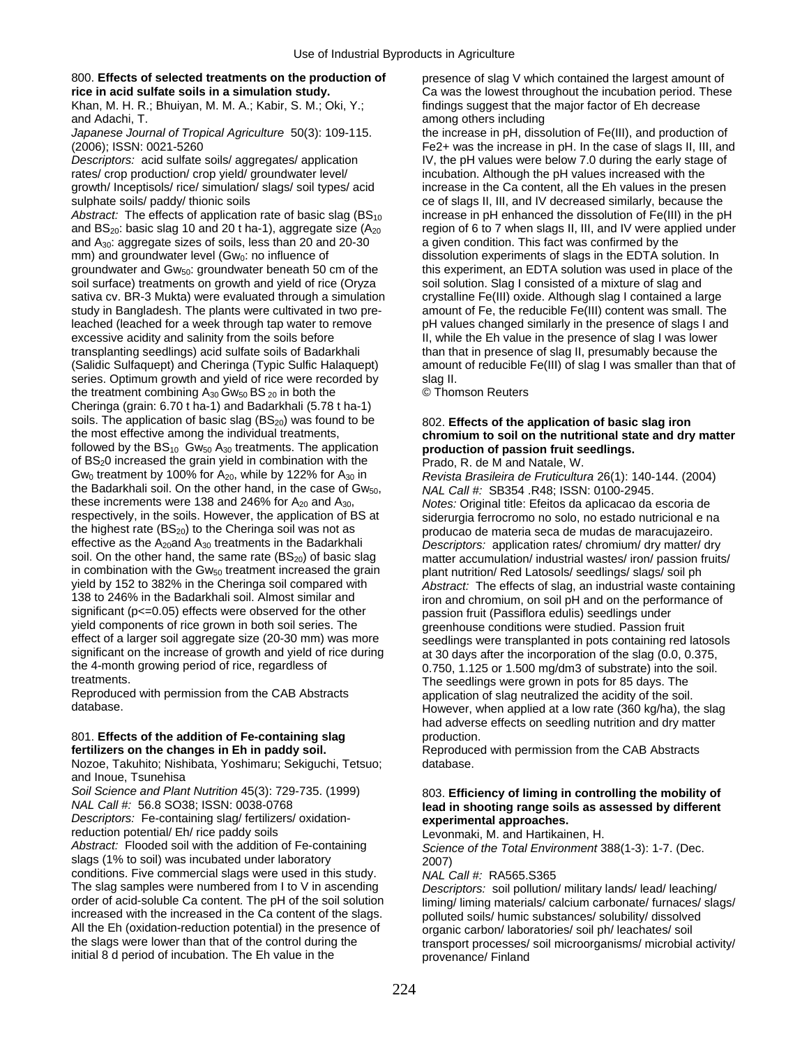800. **Effects of selected treatments on the production of rice in acid sulfate soils in a simulation study.**
Khan, M. H. R.; Bhuiyan, M. M. A.; Kabir, S. M.; Oki, Y.; and Adachi, T.
*Japanese Journal of Tropical Agriculture* 50(3): 109-115. (2006); ISSN: 0021-5260
*Descriptors:* acid sulfate soils/ aggregates/ application rates/ crop production/ crop yield/ groundwater level/ growth/ Inceptisols/ rice/ simulation/ slags/ soil types/ acid sulphate soils/ paddy/ thionic soils
*Abstract:* The effects of application rate of basic slag ($BS_{10}$ and $BS_{20}$: basic slag 10 and 20 t ha-1), aggregate size ($A_{20}$ and $A_{30}$: aggregate sizes of soils, less than 20 and 20-30 mm) and groundwater level ($Gw_0$: no influence of groundwater and $Gw_{50}$: groundwater beneath 50 cm of the soil surface) treatments on growth and yield of rice (Oryza sativa cv. BR-3 Mukta) were evaluated through a simulation study in Bangladesh. The plants were cultivated in two pre-leached (leached for a week through tap water to remove excessive acidity and salinity from the soils before transplanting seedlings) acid sulfate soils of Badarkhali (Salidic Sulfaquept) and Cheringa (Typic Sulfic Halaquept) series. Optimum growth and yield of rice were recorded by the treatment combining $A_{30}$ $Gw_{50}$ $BS_{20}$ in both the Cheringa (grain: 6.70 t ha-1) and Badarkhali (5.78 t ha-1) soils. The application of basic slag ($BS_{20}$) was found to be the most effective among the individual treatments, followed by the $BS_{10}$ $Gw_{50}$ $A_{30}$ treatments. The application of $BS_20$ increased the grain yield in combination with the $Gw_0$ treatment by 100% for $A_{20}$, while by 122% for $A_{30}$ in the Badarkhali soil. On the other hand, in the case of $Gw_{50}$, these increments were 138 and 246% for $A_{20}$ and $A_{30}$, respectively, in the soils. However, the application of BS at the highest rate ($BS_{20}$) to the Cheringa soil was not as effective as the $A_{20}$and $A_{30}$ treatments in the Badarkhali soil. On the other hand, the same rate ($BS_{20}$) of basic slag in combination with the $Gw_{50}$ treatment increased the grain yield by 152 to 382% in the Cheringa soil compared with 138 to 246% in the Badarkhali soil. Almost similar and significant (p<=0.05) effects were observed for the other yield components of rice grown in both soil series. The effect of a larger soil aggregate size (20-30 mm) was more significant on the increase of growth and yield of rice during the 4-month growing period of rice, regardless of treatments.
Reproduced with permission from the CAB Abstracts database.

801. **Effects of the addition of Fe-containing slag fertilizers on the changes in Eh in paddy soil.**
Nozoe, Takuhito; Nishibata, Yoshimaru; Sekiguchi, Tetsuo; and Inoue, Tsunehisa
*Soil Science and Plant Nutrition* 45(3): 729-735. (1999)
*NAL Call #:* 56.8 SO38; ISSN: 0038-0768
*Descriptors:* Fe-containing slag/ fertilizers/ oxidation-reduction potential/ Eh/ rice paddy soils
*Abstract:* Flooded soil with the addition of Fe-containing slags (1% to soil) was incubated under laboratory conditions. Five commercial slags were used in this study. The slag samples were numbered from I to V in ascending order of acid-soluble Ca content. The pH of the soil solution increased with the increased in the Ca content of the slags. All the Eh (oxidation-reduction potential) in the presence of the slags were lower than that of the control during the initial 8 d period of incubation. The Eh value in the presence of slag V which contained the largest amount of Ca was the lowest throughout the incubation period. These findings suggest that the major factor of Eh decrease among others including
the increase in pH, dissolution of Fe(III), and production of Fe2+ was the increase in pH. In the case of slags II, III, and IV, the pH values were below 7.0 during the early stage of incubation. Although the pH values increased with the increase in the Ca content, all the Eh values in the presen ce of slags II, III, and IV decreased similarly, because the increase in pH enhanced the dissolution of Fe(III) in the pH region of 6 to 7 when slags II, III, and IV were applied under a given condition. This fact was confirmed by the dissolution experiments of slags in the EDTA solution. In this experiment, an EDTA solution was used in place of the soil solution. Slag I consisted of a mixture of slag and crystalline Fe(III) oxide. Although slag I contained a large amount of Fe, the reducible Fe(III) content was small. The pH values changed similarly in the presence of slags I and II, while the Eh value in the presence of slag I was lower than that in presence of slag II, presumably because the amount of reducible Fe(III) of slag I was smaller than that of slag II.
© Thomson Reuters

802. **Effects of the application of basic slag iron chromium to soil on the nutritional state and dry matter production of passion fruit seedlings.**
Prado, R. de M and Natale, W.
*Revista Brasileira de Fruticultura* 26(1): 140-144. (2004)
*NAL Call #:* SB354 .R48; ISSN: 0100-2945.
*Notes:* Original title: Efeitos da aplicacao da escoria de siderurgia ferrocromo no solo, no estado nutricional e na producao de materia seca de mudas de maracujazeiro.
*Descriptors:* application rates/ chromium/ dry matter/ dry matter accumulation/ industrial wastes/ iron/ passion fruits/ plant nutrition/ Red Latosols/ seedlings/ slags/ soil ph
*Abstract:* The effects of slag, an industrial waste containing iron and chromium, on soil pH and on the performance of passion fruit (Passiflora edulis) seedlings under greenhouse conditions were studied. Passion fruit seedlings were transplanted in pots containing red latosols at 30 days after the incorporation of the slag (0.0, 0.375, 0.750, 1.125 or 1.500 mg/dm3 of substrate) into the soil. The seedlings were grown in pots for 85 days. The application of slag neutralized the acidity of the soil. However, when applied at a low rate (360 kg/ha), the slag had adverse effects on seedling nutrition and dry matter production.
Reproduced with permission from the CAB Abstracts database.

803. **Efficiency of liming in controlling the mobility of lead in shooting range soils as assessed by different experimental approaches.**
Levonmaki, M. and Hartikainen, H.
*Science of the Total Environment* 388(1-3): 1-7. (Dec. 2007)
*NAL Call #:* RA565.S365
*Descriptors:* soil pollution/ military lands/ lead/ leaching/ liming/ liming materials/ calcium carbonate/ furnaces/ slags/ polluted soils/ humic substances/ solubility/ dissolved organic carbon/ laboratories/ soil ph/ leachates/ soil transport processes/ soil microorganisms/ microbial activity/ provenance/ Finland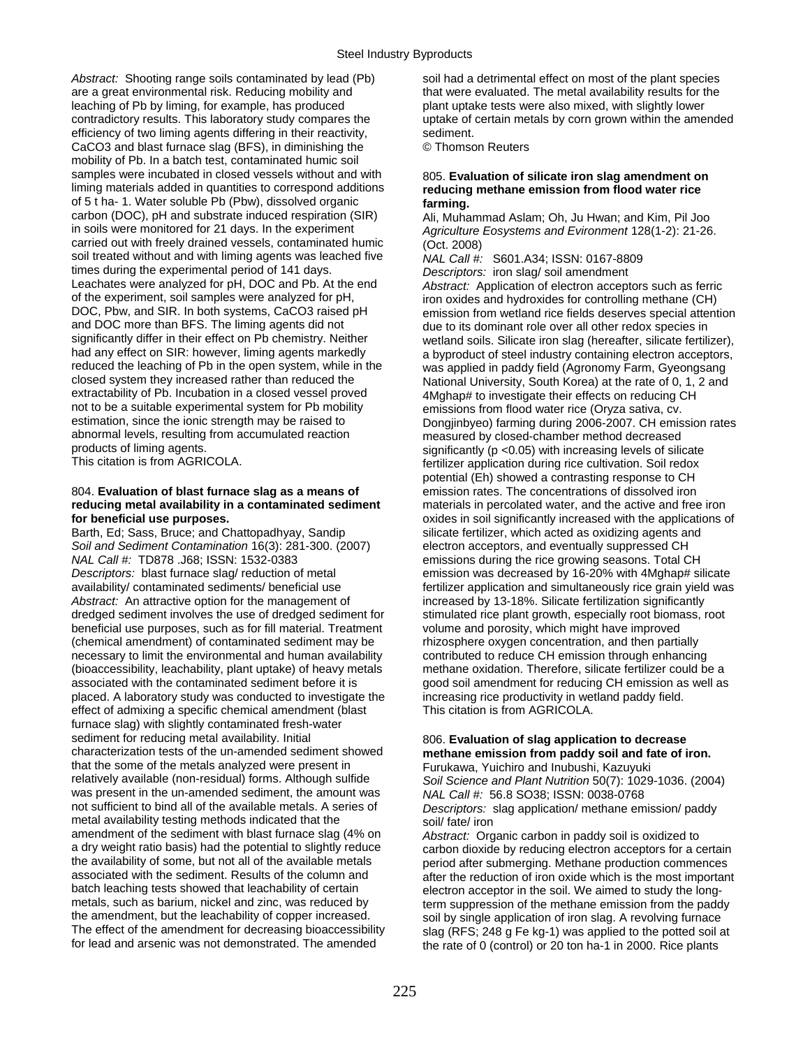*Abstract:* Shooting range soils contaminated by lead (Pb) are a great environmental risk. Reducing mobility and leaching of Pb by liming, for example, has produced contradictory results. This laboratory study compares the efficiency of two liming agents differing in their reactivity, $CaCO_3$ and blast furnace slag (BFS), in diminishing the mobility of Pb. In a batch test, contaminated humic soil samples were incubated in closed vessels without and with liming materials added in quantities to correspond additions of 5 t ha- 1. Water soluble Pb (Pbw), dissolved organic carbon (DOC), pH and substrate induced respiration (SIR) in soils were monitored for 21 days. In the experiment carried out with freely drained vessels, contaminated humic soil treated without and with liming agents was leached five times during the experimental period of 141 days. Leachates were analyzed for pH, DOC and Pb. At the end of the experiment, soil samples were analyzed for pH, DOC, Pbw, and SIR. In both systems, $CaCO_3$ raised pH and DOC more than BFS. The liming agents did not significantly differ in their effect on Pb chemistry. Neither had any effect on SIR: however, liming agents markedly reduced the leaching of Pb in the open system, while in the closed system they increased rather than reduced the extractability of Pb. Incubation in a closed vessel proved not to be a suitable experimental system for Pb mobility estimation, since the ionic strength may be raised to abnormal levels, resulting from accumulated reaction products of liming agents.
This citation is from AGRICOLA.

804. **Evaluation of blast furnace slag as a means of reducing metal availability in a contaminated sediment for beneficial use purposes.**
Barth, Ed; Sass, Bruce; and Chattopadhyay, Sandip
*Soil and Sediment Contamination* 16(3): 281-300. (2007)
*NAL Call #:* TD878 .J68; ISSN: 1532-0383
*Descriptors:* blast furnace slag/ reduction of metal availability/ contaminated sediments/ beneficial use
*Abstract:* An attractive option for the management of dredged sediment involves the use of dredged sediment for beneficial use purposes, such as for fill material. Treatment (chemical amendment) of contaminated sediment may be necessary to limit the environmental and human availability (bioaccessibility, leachability, plant uptake) of heavy metals associated with the contaminated sediment before it is placed. A laboratory study was conducted to investigate the effect of admixing a specific chemical amendment (blast furnace slag) with slightly contaminated fresh-water sediment for reducing metal availability. Initial characterization tests of the un-amended sediment showed that the some of the metals analyzed were present in relatively available (non-residual) forms. Although sulfide was present in the un-amended sediment, the amount was not sufficient to bind all of the available metals. A series of metal availability testing methods indicated that the amendment of the sediment with blast furnace slag (4% on a dry weight ratio basis) had the potential to slightly reduce the availability of some, but not all of the available metals associated with the sediment. Results of the column and batch leaching tests showed that leachability of certain metals, such as barium, nickel and zinc, was reduced by the amendment, but the leachability of copper increased. The effect of the amendment for decreasing bioaccessibility for lead and arsenic was not demonstrated. The amended soil had a detrimental effect on most of the plant species that were evaluated. The metal availability results for the plant uptake tests were also mixed, with slightly lower uptake of certain metals by corn grown within the amended sediment.
© Thomson Reuters

805. **Evaluation of silicate iron slag amendment on reducing methane emission from flood water rice farming.**
Ali, Muhammad Aslam; Oh, Ju Hwan; and Kim, Pil Joo
*Agriculture Eosystems and Evironment* 128(1-2): 21-26. (Oct. 2008)
*NAL Call #:* S601.A34; ISSN: 0167-8809
*Descriptors:* iron slag/ soil amendment
*Abstract:* Application of electron acceptors such as ferric iron oxides and hydroxides for controlling methane (CH) emission from wetland rice fields deserves special attention due to its dominant role over all other redox species in wetland soils. Silicate iron slag (hereafter, silicate fertilizer), a byproduct of steel industry containing electron acceptors, was applied in paddy field (Agronomy Farm, Gyeongsang National University, South Korea) at the rate of 0, 1, 2 and 4Mghap# to investigate their effects on reducing CH emissions from flood water rice (Oryza sativa, cv. Dongjinbyeo) farming during 2006-2007. CH emission rates measured by closed-chamber method decreased significantly ($p < 0.05$) with increasing levels of silicate fertilizer application during rice cultivation. Soil redox potential (Eh) showed a contrasting response to CH emission rates. The concentrations of dissolved iron materials in percolated water, and the active and free iron oxides in soil significantly increased with the applications of silicate fertilizer, which acted as oxidizing agents and electron acceptors, and eventually suppressed CH emissions during the rice growing seasons. Total CH emission was decreased by 16-20% with 4Mghap# silicate fertilizer application and simultaneously rice grain yield was increased by 13-18%. Silicate fertilization significantly stimulated rice plant growth, especially root biomass, root volume and porosity, which might have improved rhizosphere oxygen concentration, and then partially contributed to reduce CH emission through enhancing methane oxidation. Therefore, silicate fertilizer could be a good soil amendment for reducing CH emission as well as increasing rice productivity in wetland paddy field.
This citation is from AGRICOLA.

806. **Evaluation of slag application to decrease methane emission from paddy soil and fate of iron.**
Furukawa, Yuichiro and Inubushi, Kazuyuki
*Soil Science and Plant Nutrition* 50(7): 1029-1036. (2004)
*NAL Call #:* 56.8 SO38; ISSN: 0038-0768
*Descriptors:* slag application/ methane emission/ paddy soil/ fate/ iron
*Abstract:* Organic carbon in paddy soil is oxidized to carbon dioxide by reducing electron acceptors for a certain period after submerging. Methane production commences after the reduction of iron oxide which is the most important electron acceptor in the soil. We aimed to study the long-term suppression of the methane emission from the paddy soil by single application of iron slag. A revolving furnace slag (RFS; 248 g Fe kg-1) was applied to the potted soil at the rate of 0 (control) or 20 ton ha-1 in 2000. Rice plants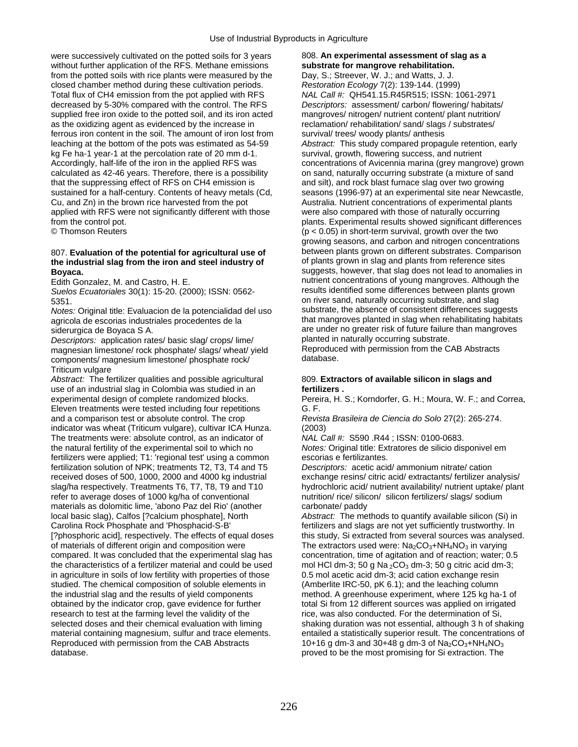were successively cultivated on the potted soils for 3 years without further application of the RFS. Methane emissions from the potted soils with rice plants were measured by the closed chamber method during these cultivation periods. Total flux of CH4 emission from the pot applied with RFS decreased by 5-30% compared with the control. The RFS supplied free iron oxide to the potted soil, and its iron acted as the oxidizing agent as evidenced by the increase in ferrous iron content in the soil. The amount of iron lost from leaching at the bottom of the pots was estimated as 54-59 kg Fe ha-1 year-1 at the percolation rate of 20 mm d-1. Accordingly, half-life of the iron in the applied RFS was calculated as 42-46 years. Therefore, there is a possibility that the suppressing effect of RFS on CH4 emission is sustained for a half-century. Contents of heavy metals (Cd, Cu, and Zn) in the brown rice harvested from the pot applied with RFS were not significantly different with those from the control pot.
© Thomson Reuters

807. **Evaluation of the potential for agricultural use of the industrial slag from the iron and steel industry of Boyaca.**
Edith Gonzalez, M. and Castro, H. E.
*Suelos Ecuatoriales* 30(1): 15-20. (2000); ISSN: 0562-5351.
*Notes:* Original title: Evaluacion de la potencialidad del uso agricola de escorias industriales procedentes de la siderurgica de Boyaca S A.
*Descriptors:* application rates/ basic slag/ crops/ lime/ magnesian limestone/ rock phosphate/ slags/ wheat/ yield components/ magnesium limestone/ phosphate rock/ Triticum vulgare
*Abstract:* The fertilizer qualities and possible agricultural use of an industrial slag in Colombia was studied in an experimental design of complete randomized blocks. Eleven treatments were tested including four repetitions and a comparison test or absolute control. The crop indicator was wheat (Triticum vulgare), cultivar ICA Hunza. The treatments were: absolute control, as an indicator of the natural fertility of the experimental soil to which no fertilizers were applied; T1: 'regional test' using a common fertilization solution of NPK; treatments T2, T3, T4 and T5 received doses of 500, 1000, 2000 and 4000 kg industrial slag/ha respectively. Treatments T6, T7, T8, T9 and T10 refer to average doses of 1000 kg/ha of conventional materials as dolomitic lime, 'abono Paz del Rio' (another local basic slag), Calfos [?calcium phosphate], North Carolina Rock Phosphate and 'Phosphacid-S-B' [?phosphoric acid], respectively. The effects of equal doses of materials of different origin and composition were compared. It was concluded that the experimental slag has the characteristics of a fertilizer material and could be used in agriculture in soils of low fertility with properties of those studied. The chemical composition of soluble elements in the industrial slag and the results of yield components obtained by the indicator crop, gave evidence for further research to test at the farming level the validity of the selected doses and their chemical evaluation with liming material containing magnesium, sulfur and trace elements.
Reproduced with permission from the CAB Abstracts database.

808. **An experimental assessment of slag as a substrate for mangrove rehabilitation.**
Day, S.; Streever, W. J.; and Watts, J. J.
*Restoration Ecology* 7(2): 139-144. (1999)
*NAL Call #:* QH541.15.R45R515; ISSN: 1061-2971
*Descriptors:* assessment/ carbon/ flowering/ habitats/ mangroves/ nitrogen/ nutrient content/ plant nutrition/ reclamation/ rehabilitation/ sand/ slags / substrates/ survival/ trees/ woody plants/ anthesis
*Abstract:* This study compared propagule retention, early survival, growth, flowering success, and nutrient concentrations of Avicennia marina (grey mangrove) grown on sand, naturally occurring substrate (a mixture of sand and silt), and rock blast furnace slag over two growing seasons (1996-97) at an experimental site near Newcastle, Australia. Nutrient concentrations of experimental plants were also compared with those of naturally occurring plants. Experimental results showed significant differences ($p < 0.05$) in short-term survival, growth over the two growing seasons, and carbon and nitrogen concentrations between plants grown on different substrates. Comparison of plants grown in slag and plants from reference sites suggests, however, that slag does not lead to anomalies in nutrient concentrations of young mangroves. Although the results identified some differences between plants grown on river sand, naturally occurring substrate, and slag substrate, the absence of consistent differences suggests that mangroves planted in slag when rehabilitating habitats are under no greater risk of future failure than mangroves planted in naturally occurring substrate.
Reproduced with permission from the CAB Abstracts database.

809. **Extractors of available silicon in slags and fertilizers .**
Pereira, H. S.; Korndorfer, G. H.; Moura, W. F.; and Correa, G. F.
*Revista Brasileira de Ciencia do Solo* 27(2): 265-274. (2003)
*NAL Call #:* S590 .R44 ; ISSN: 0100-0683.
*Notes:* Original title: Extratores de silicio disponivel em escorias e fertilizantes.
*Descriptors:* acetic acid/ ammonium nitrate/ cation exchange resins/ citric acid/ extractants/ fertilizer analysis/ hydrochloric acid/ nutrient availability/ nutrient uptake/ plant nutrition/ rice/ silicon/ silicon fertilizers/ slags/ sodium carbonate/ paddy
*Abstract:* The methods to quantify available silicon (Si) in fertilizers and slags are not yet sufficiently trustworthy. In this study, Si extracted from several sources was analysed. The extractors used were: $Na_2CO_3$+$NH_4NO_3$ in varying concentration, time of agitation and of reaction; water; 0.5 mol HCl dm-3; 50 g $Na_2CO_3$ dm-3; 50 g citric acid dm-3; 0.5 mol acetic acid dm-3; acid cation exchange resin (Amberlite IRC-50, pK 6.1); and the leaching column method. A greenhouse experiment, where 125 kg ha-1 of total Si from 12 different sources was applied on irrigated rice, was also conducted. For the determination of Si, shaking duration was not essential, although 3 h of shaking entailed a statistically superior result. The concentrations of 10+16 g dm-3 and 30+48 g dm-3 of $Na_2CO_3$+$NH_4NO_3$ proved to be the most promising for Si extraction. The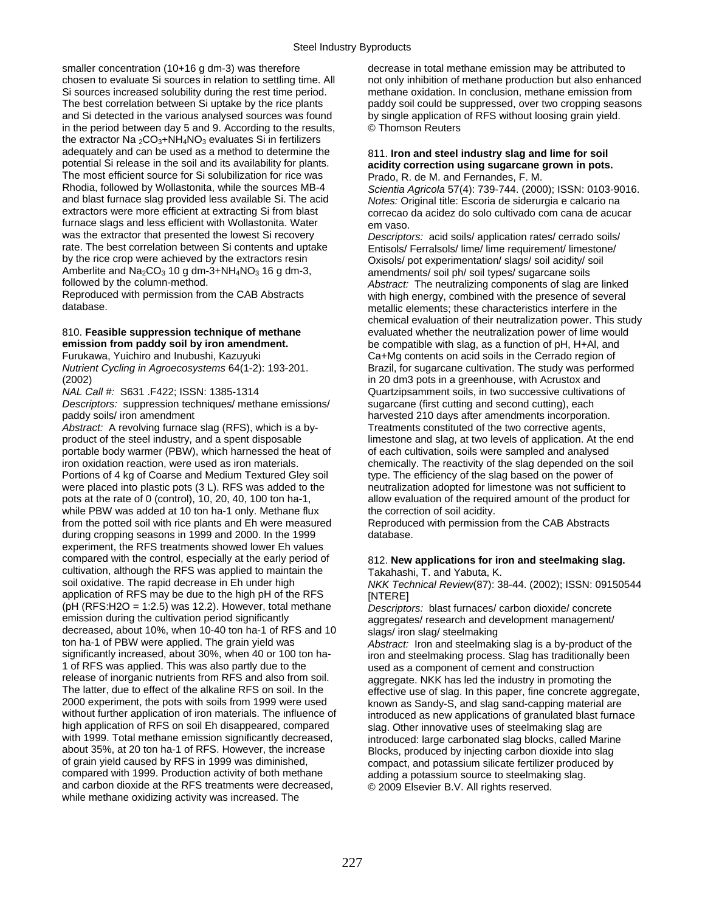smaller concentration (10+16 g dm-3) was therefore chosen to evaluate Si sources in relation to settling time. All Si sources increased solubility during the rest time period. The best correlation between Si uptake by the rice plants and Si detected in the various analysed sources was found in the period between day 5 and 9. According to the results, the extractor $Na_2CO_3$+$NH_4NO_3$ evaluates Si in fertilizers adequately and can be used as a method to determine the potential Si release in the soil and its availability for plants. The most efficient source for Si solubilization for rice was Rhodia, followed by Wollastonita, while the sources MB-4 and blast furnace slag provided less available Si. The acid extractors were more efficient at extracting Si from blast furnace slags and less efficient with Wollastonita. Water was the extractor that presented the lowest Si recovery rate. The best correlation between Si contents and uptake by the rice crop were achieved by the extractors resin Amberlite and $Na_2CO_3$ 10 g dm-3+$NH_4NO_3$ 16 g dm-3, followed by the column-method.
Reproduced with permission from the CAB Abstracts database.

810. **Feasible suppression technique of methane emission from paddy soil by iron amendment.**
Furukawa, Yuichiro and Inubushi, Kazuyuki
*Nutrient Cycling in Agroecosystems* 64(1-2): 193-201. (2002)
*NAL Call #:* S631 .F422; ISSN: 1385-1314
*Descriptors:* suppression techniques/ methane emissions/ paddy soils/ iron amendment
*Abstract:* A revolving furnace slag (RFS), which is a by-product of the steel industry, and a spent disposable portable body warmer (PBW), which harnessed the heat of iron oxidation reaction, were used as iron materials. Portions of 4 kg of Coarse and Medium Textured Gley soil were placed into plastic pots (3 L). RFS was added to the pots at the rate of 0 (control), 10, 20, 40, 100 ton ha-1, while PBW was added at 10 ton ha-1 only. Methane flux from the potted soil with rice plants and Eh were measured during cropping seasons in 1999 and 2000. In the 1999 experiment, the RFS treatments showed lower Eh values compared with the control, especially at the early period of cultivation, although the RFS was applied to maintain the soil oxidative. The rapid decrease in Eh under high application of RFS may be due to the high pH of the RFS (pH (RFS:H2O = 1:2.5) was 12.2). However, total methane emission during the cultivation period significantly decreased, about 10%, when 10-40 ton ha-1 of RFS and 10 ton ha-1 of PBW were applied. The grain yield was significantly increased, about 30%, when 40 or 100 ton ha-1 of RFS was applied. This was also partly due to the release of inorganic nutrients from RFS and also from soil. The latter, due to effect of the alkaline RFS on soil. In the 2000 experiment, the pots with soils from 1999 were used without further application of iron materials. The influence of high application of RFS on soil Eh disappeared, compared with 1999. Total methane emission significantly decreased, about 35%, at 20 ton ha-1 of RFS. However, the increase of grain yield caused by RFS in 1999 was diminished, compared with 1999. Production activity of both methane and carbon dioxide at the RFS treatments were decreased, while methane oxidizing activity was increased. The decrease in total methane emission may be attributed to not only inhibition of methane production but also enhanced methane oxidation. In conclusion, methane emission from paddy soil could be suppressed, over two cropping seasons by single application of RFS without loosing grain yield.
© Thomson Reuters

811. **Iron and steel industry slag and lime for soil acidity correction using sugarcane grown in pots.**
Prado, R. de M. and Fernandes, F. M.
*Scientia Agricola* 57(4): 739-744. (2000); ISSN: 0103-9016.
*Notes:* Original title: Escoria de siderurgia e calcario na correcao da acidez do solo cultivado com cana de acucar em vaso.
*Descriptors:* acid soils/ application rates/ cerrado soils/ Entisols/ Ferralsols/ lime/ lime requirement/ limestone/ Oxisols/ pot experimentation/ slags/ soil acidity/ soil amendments/ soil pH/ soil types/ sugarcane soils
*Abstract:* The neutralizing components of slag are linked with high energy, combined with the presence of several metallic elements; these characteristics interfere in the chemical evaluation of their neutralization power. This study evaluated whether the neutralization power of lime would be compatible with slag, as a function of pH, H+Al, and Ca+Mg contents on acid soils in the Cerrado region of Brazil, for sugarcane cultivation. The study was performed in 20 dm3 pots in a greenhouse, with Acrustox and Quartzipsamment soils, in two successive cultivations of sugarcane (first cutting and second cutting), each harvested 210 days after amendments incorporation. Treatments constituted of the two corrective agents, limestone and slag, at two levels of application. At the end of each cultivation, soils were sampled and analysed chemically. The reactivity of the slag depended on the soil type. The efficiency of the slag based on the power of neutralization adopted for limestone was not sufficient to allow evaluation of the required amount of the product for the correction of soil acidity.
Reproduced with permission from the CAB Abstracts database.

812. **New applications for iron and steelmaking slag.**
Takahashi, T. and Yabuta, K.
*NKK Technical Review*(87): 38-44. (2002); ISSN: 09150544 [NTERE]
*Descriptors:* blast furnaces/ carbon dioxide/ concrete aggregates/ research and development management/ slags/ iron slag/ steelmaking
*Abstract:* Iron and steelmaking slag is a by-product of the iron and steelmaking process. Slag has traditionally been used as a component of cement and construction aggregate. NKK has led the industry in promoting the effective use of slag. In this paper, fine concrete aggregate, known as Sandy-S, and slag sand-capping material are introduced as new applications of granulated blast furnace slag. Other innovative uses of steelmaking slag are introduced: large carbonated slag blocks, called Marine Blocks, produced by injecting carbon dioxide into slag compact, and potassium silicate fertilizer produced by adding a potassium source to steelmaking slag.
© 2009 Elsevier B.V. All rights reserved.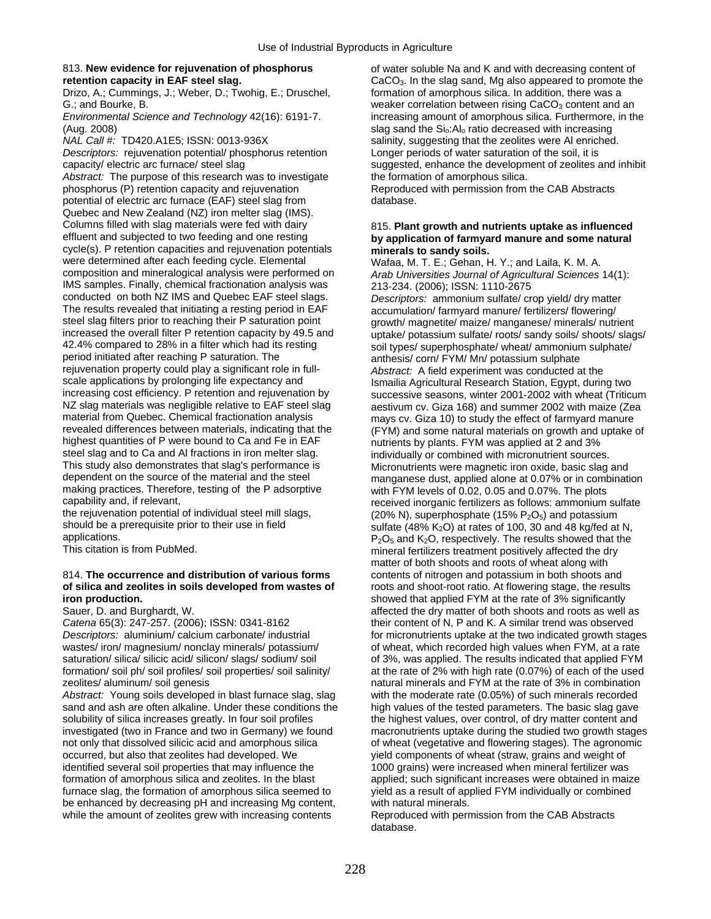813. **New evidence for rejuvenation of phosphorus retention capacity in EAF steel slag.**
Drizo, A.; Cummings, J.; Weber, D.; Twohig, E.; Druschel, G.; and Bourke, B.
*Environmental Science and Technology* 42(16): 6191-7. (Aug. 2008)
*NAL Call #:* TD420.A1E5; ISSN: 0013-936X
*Descriptors:* rejuvenation potential/ phosphorus retention capacity/ electric arc furnace/ steel slag
*Abstract:* The purpose of this research was to investigate phosphorus (P) retention capacity and rejuvenation potential of electric arc furnace (EAF) steel slag from Quebec and New Zealand (NZ) iron melter slag (IMS). Columns filled with slag materials were fed with dairy effluent and subjected to two feeding and one resting cycle(s). P retention capacities and rejuvenation potentials were determined after each feeding cycle. Elemental composition and mineralogical analysis were performed on IMS samples. Finally, chemical fractionation analysis was conducted on both NZ IMS and Quebec EAF steel slags. The results revealed that initiating a resting period in EAF steel slag filters prior to reaching their P saturation point increased the overall filter P retention capacity by 49.5 and 42.4% compared to 28% in a filter which had its resting period initiated after reaching P saturation. The rejuvenation property could play a significant role in full-scale applications by prolonging life expectancy and increasing cost efficiency. P retention and rejuvenation by NZ slag materials was negligible relative to EAF steel slag material from Quebec. Chemical fractionation analysis revealed differences between materials, indicating that the highest quantities of P were bound to Ca and Fe in EAF steel slag and to Ca and Al fractions in iron melter slag. This study also demonstrates that slag's performance is dependent on the source of the material and the steel making practices. Therefore, testing of the P adsorptive capability and, if relevant, the rejuvenation potential of individual steel mill slags, should be a prerequisite prior to their use in field applications.
This citation is from PubMed.

814. **The occurrence and distribution of various forms of silica and zeolites in soils developed from wastes of iron production.**
Sauer, D. and Burghardt, W.
*Catena* 65(3): 247-257. (2006); ISSN: 0341-8162
*Descriptors:* aluminium/ calcium carbonate/ industrial wastes/ iron/ magnesium/ nonclay minerals/ potassium/ saturation/ silica/ silicic acid/ silicon/ slags/ sodium/ soil formation/ soil pH/ soil profiles/ soil properties/ soil salinity/ zeolites/ aluminum/ soil genesis
*Abstract:* Young soils developed in blast furnace slag, slag sand and ash are often alkaline. Under these conditions the solubility of silica increases greatly. In four soil profiles investigated (two in France and two in Germany) we found not only that dissolved silicic acid and amorphous silica occurred, but also that zeolites had developed. We identified several soil properties that may influence the formation of amorphous silica and zeolites. In the blast furnace slag, the formation of amorphous silica seemed to be enhanced by decreasing pH and increasing Mg content, while the amount of zeolites grew with increasing contents of water soluble Na and K and with decreasing content of $CaCO_3$. In the slag sand, Mg also appeared to promote the formation of amorphous silica. In addition, there was a weaker correlation between rising $CaCO_3$ content and an increasing amount of amorphous silica. Furthermore, in the slag sand the $Si_o$:$Al_o$ ratio decreased with increasing salinity, suggesting that the zeolites were Al enriched. Longer periods of water saturation of the soil, it is suggested, enhance the development of zeolites and inhibit the formation of amorphous silica.
Reproduced with permission from the CAB Abstracts database.

815. **Plant growth and nutrients uptake as influenced by application of farmyard manure and some natural minerals to sandy soils.**
Wafaa, M. T. E.; Gehan, H. Y.; and Laila, K. M. A.
*Arab Universities Journal of Agricultural Sciences* 14(1): 213-234. (2006); ISSN: 1110-2675
*Descriptors:* ammonium sulfate/ crop yield/ dry matter accumulation/ farmyard manure/ fertilizers/ flowering/ growth/ magnetite/ maize/ manganese/ minerals/ nutrient uptake/ potassium sulfate/ roots/ sandy soils/ shoots/ slags/ soil types/ superphosphate/ wheat/ ammonium sulphate/ anthesis/ corn/ FYM/ Mn/ potassium sulphate
*Abstract:* A field experiment was conducted at the Ismailia Agricultural Research Station, Egypt, during two successive seasons, winter 2001-2002 with wheat (Triticum aestivum cv. Giza 168) and summer 2002 with maize (Zea mays cv. Giza 10) to study the effect of farmyard manure (FYM) and some natural materials on growth and uptake of nutrients by plants. FYM was applied at 2 and 3% individually or combined with micronutrient sources. Micronutrients were magnetic iron oxide, basic slag and manganese dust, applied alone at 0.07% or in combination with FYM levels of 0.02, 0.05 and 0.07%. The plots received inorganic fertilizers as follows: ammonium sulfate (20% N), superphosphate (15% $P_2O_5$) and potassium sulfate (48% $K_2O$) at rates of 100, 30 and 48 kg/fed at N, $P_2O_5$ and $K_2O$, respectively. The results showed that the mineral fertilizers treatment positively affected the dry matter of both shoots and roots of wheat along with contents of nitrogen and potassium in both shoots and roots and shoot-root ratio. At flowering stage, the results showed that applied FYM at the rate of 3% significantly affected the dry matter of both shoots and roots as well as their content of N, P and K. A similar trend was observed for micronutrients uptake at the two indicated growth stages of wheat, which recorded high values when FYM, at a rate of 3%, was applied. The results indicated that applied FYM at the rate of 2% with high rate (0.07%) of each of the used natural minerals and FYM at the rate of 3% in combination with the moderate rate (0.05%) of such minerals recorded high values of the tested parameters. The basic slag gave the highest values, over control, of dry matter content and macronutrients uptake during the studied two growth stages of wheat (vegetative and flowering stages). The agronomic yield components of wheat (straw, grains and weight of 1000 grains) were increased when mineral fertilizer was applied; such significant increases were obtained in maize yield as a result of applied FYM individually or combined with natural minerals.
Reproduced with permission from the CAB Abstracts database.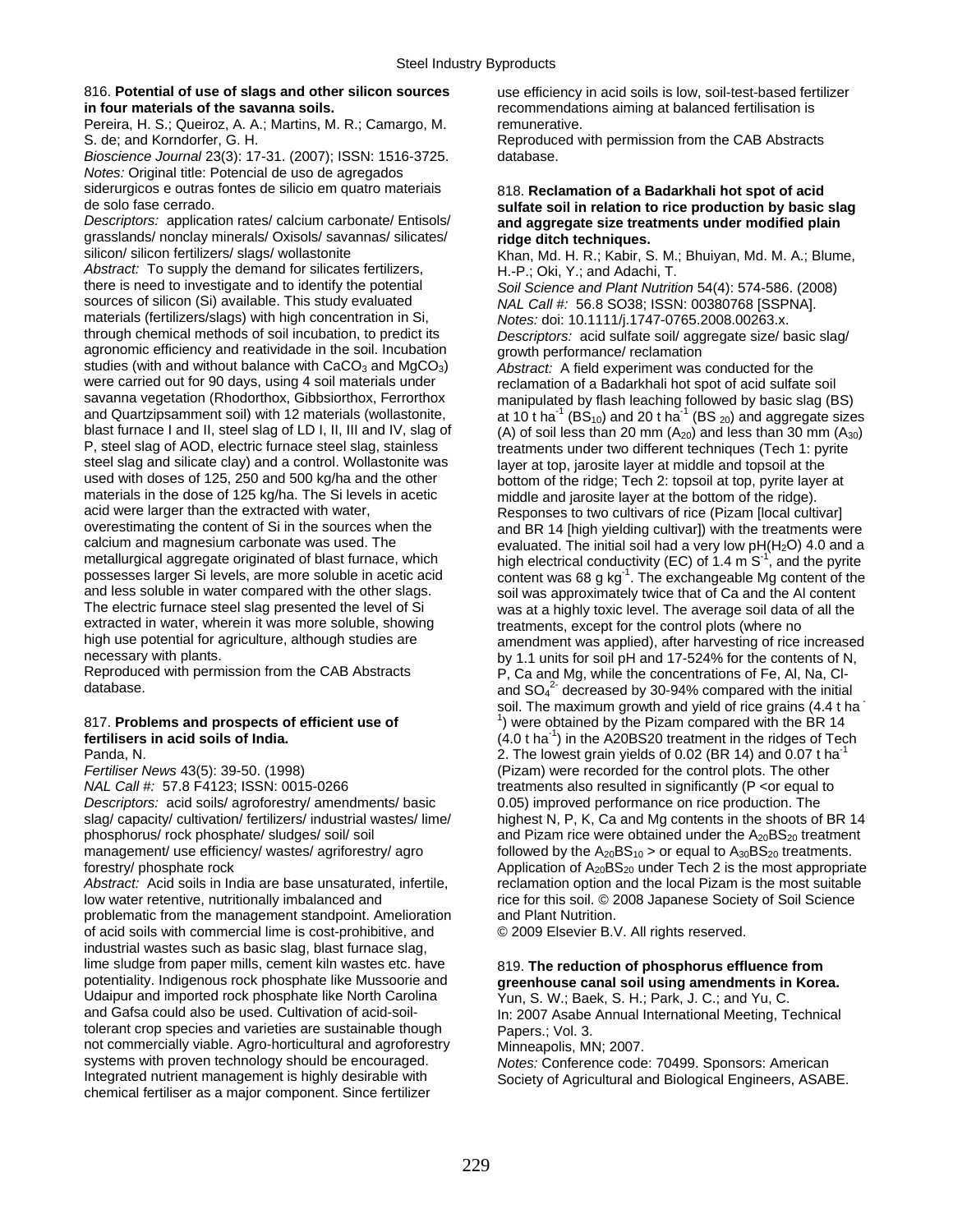816. **Potential of use of slags and other silicon sources in four materials of the savanna soils.**

Pereira, H. S.; Queiroz, A. A.; Martins, M. R.; Camargo, M. S. de; and Korndorfer, G. H.

*Bioscience Journal* 23(3): 17-31. (2007); ISSN: 1516-3725.

*Notes:* Original title: Potencial de uso de agregados siderurgicos e outras fontes de silicio em quatro materiais de solo fase cerrado.

*Descriptors:* application rates/ calcium carbonate/ Entisols/ grasslands/ nonclay minerals/ Oxisols/ savannas/ silicates/ silicon/ silicon fertilizers/ slags/ wollastonite

*Abstract:* To supply the demand for silicates fertilizers, there is need to investigate and to identify the potential sources of silicon (Si) available. This study evaluated materials (fertilizers/slags) with high concentration in Si, through chemical methods of soil incubation, to predict its agronomic efficiency and reatividade in the soil. Incubation studies (with and without balance with $CaCO_3$ and $MgCO_3$) were carried out for 90 days, using 4 soil materials under savanna vegetation (Rhodorthox, Gibbsiorthox, Ferrorthox and Quartzipsamment soil) with 12 materials (wollastonite, blast furnace I and II, steel slag of LD I, II, III and IV, slag of P, steel slag of AOD, electric furnace steel slag, stainless steel slag and silicate clay) and a control. Wollastonite was used with doses of 125, 250 and 500 kg/ha and the other materials in the dose of 125 kg/ha. The Si levels in acetic acid were larger than the extracted with water, overestimating the content of Si in the sources when the calcium and magnesium carbonate was used. The metallurgical aggregate originated of blast furnace, which possesses larger Si levels, are more soluble in acetic acid and less soluble in water compared with the other slags. The electric furnace steel slag presented the level of Si extracted in water, wherein it was more soluble, showing high use potential for agriculture, although studies are necessary with plants.

Reproduced with permission from the CAB Abstracts database.

817. **Problems and prospects of efficient use of fertilizers in acid soils of India.**

Panda, N.

*Fertiliser News* 43(5): 39-50. (1998)

*NAL Call #:* 57.8 F4123; ISSN: 0015-0266

*Descriptors:* acid soils/ agroforestry/ amendments/ basic slag/ capacity/ cultivation/ fertilizers/ industrial wastes/ lime/ phosphorus/ rock phosphate/ sludges/ soil/ soil management/ use efficiency/ wastes/ agriforestry/ agro forestry/ phosphate rock

*Abstract:* Acid soils in India are base unsaturated, infertile, low water retentive, nutritionally imbalanced and problematic from the management standpoint. Amelioration of acid soils with commercial lime is cost-prohibitive, and industrial wastes such as basic slag, blast furnace slag, lime sludge from paper mills, cement kiln wastes etc. have potentiality. Indigenous rock phosphate like Mussoorie and Udaipur and imported rock phosphate like North Carolina and Gafsa could also be used. Cultivation of acid-soil-tolerant crop species and varieties are sustainable though not commercially viable. Agro-horticultural and agroforestry systems with proven technology should be encouraged. Integrated nutrient management is highly desirable with chemical fertiliser as a major component. Since fertilizer use efficiency in acid soils is low, soil-test-based fertilizer recommendations aiming at balanced fertilisation is remunerative.

Reproduced with permission from the CAB Abstracts database.

818. **Reclamation of a Badarkhali hot spot of acid sulfate soil in relation to rice production by basic slag and aggregate size treatments under modified plain ridge ditch techniques.**

Khan, Md. H. R.; Kabir, S. M.; Bhuiyan, Md. M. A.; Blume, H.-P.; Oki, Y.; and Adachi, T.

*Soil Science and Plant Nutrition* 54(4): 574-586. (2008)

*NAL Call #:* 56.8 SO38; ISSN: 00380768 [SSPNA].

*Notes:* doi: 10.1111/j.1747-0765.2008.00263.x.

*Descriptors:* acid sulfate soil/ aggregate size/ basic slag/ growth performance/ reclamation

*Abstract:* A field experiment was conducted for the reclamation of a Badarkhali hot spot of acid sulfate soil manipulated by flash leaching followed by basic slag (BS) at 10 t $ha^{-1}$ ($BS_{10}$) and 20 t $ha^{-1}$ ($BS_{20}$) and aggregate sizes (A) of soil less than 20 mm ($A_{20}$) and less than 30 mm ($A_{30}$) treatments under two different techniques (Tech 1: pyrite layer at top, jarosite layer at middle and topsoil at the bottom of the ridge; Tech 2: topsoil at top, pyrite layer at middle and jarosite layer at the bottom of the ridge). Responses to two cultivars of rice (Pizam [local cultivar] and BR 14 [high yielding cultivar]) with the treatments were evaluated. The initial soil had a very low pH($H_2O$) 4.0 and a high electrical conductivity (EC) of 1.4 m $S^{-1}$, and the pyrite content was 68 g $kg^{-1}$. The exchangeable Mg content of the soil was approximately twice that of Ca and the Al content was at a highly toxic level. The average soil data of all the treatments, except for the control plots (where no amendment was applied), after harvesting of rice increased by 1.1 units for soil pH and 17-524% for the contents of N, P, Ca and Mg, while the concentrations of Fe, Al, Na, Cl- and $SO_4^{2-}$ decreased by 30-94% compared with the initial soil. The maximum growth and yield of rice grains (4.4 t $ha^{-1}$) were obtained by the Pizam compared with the BR 14 (4.0 t $ha^{-1}$) in the A20BS20 treatment in the ridges of Tech 2. The lowest grain yields of 0.02 (BR 14) and 0.07 t $ha^{-1}$ (Pizam) were recorded for the control plots. The other treatments also resulted in significantly (P <or equal to 0.05) improved performance on rice production. The highest N, P, K, Ca and Mg contents in the shoots of BR 14 and Pizam rice were obtained under the $A_{20}BS_{20}$ treatment followed by the $A_{20}BS_{10}$ > or equal to $A_{30}BS_{20}$ treatments. Application of $A_{20}BS_{20}$ under Tech 2 is the most appropriate reclamation option and the local Pizam is the most suitable rice for this soil. © 2008 Japanese Society of Soil Science and Plant Nutrition.

© 2009 Elsevier B.V. All rights reserved.

819. **The reduction of phosphorus effluence from greenhouse canal soil using amendments in Korea.**

Yun, S. W.; Baek, S. H.; Park, J. C.; and Yu, C.

In: 2007 Asabe Annual International Meeting, Technical Papers.; Vol. 3.

Minneapolis, MN; 2007.

*Notes:* Conference code: 70499. Sponsors: American Society of Agricultural and Biological Engineers, ASABE.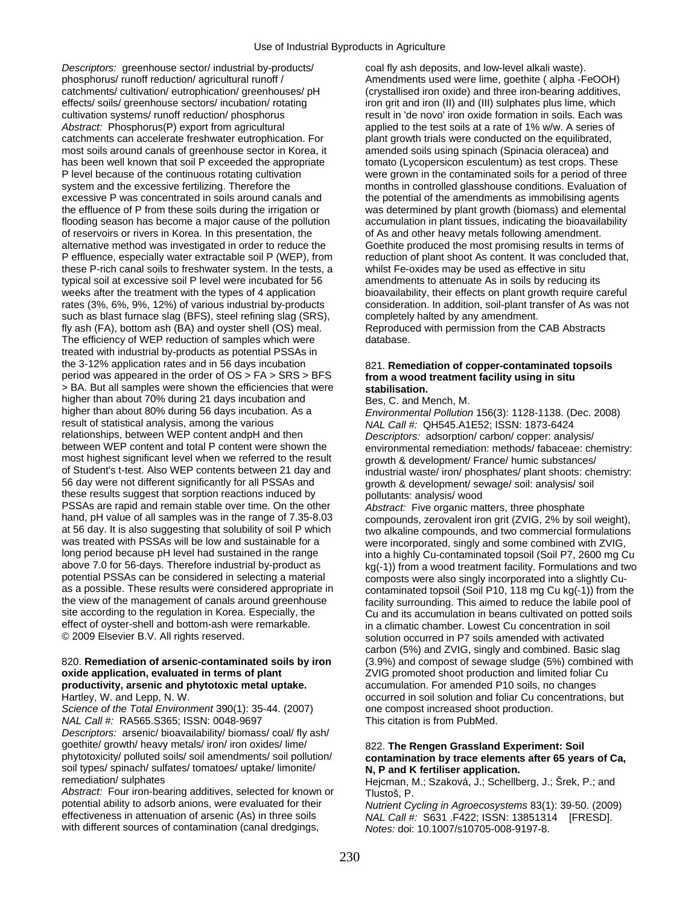*Descriptors:* greenhouse sector/ industrial by-products/ phosphorus/ runoff reduction/ agricultural runoff / catchments/ cultivation/ eutrophication/ greenhouses/ pH effects/ soils/ greenhouse sectors/ incubation/ rotating cultivation systems/ runoff reduction/ phosphorus

*Abstract:* Phosphorus(P) export from agricultural catchments can accelerate freshwater eutrophication. For most soils around canals of greenhouse sector in Korea, it has been well known that soil P exceeded the appropriate P level because of the continuous rotating cultivation system and the excessive fertilizing. Therefore the excessive P was concentrated in soils around canals and the effluence of P from these soils during the irrigation or flooding season has become a major cause of the pollution of reservoirs or rivers in Korea. In this presentation, the alternative method was investigated in order to reduce the P effluence, especially water extractable soil P (WEP), from these P-rich canal soils to freshwater system. In the tests, a typical soil at excessive soil P level were incubated for 56 weeks after the treatment with the types of 4 application rates (3%, 6%, 9%, 12%) of various industrial by-products such as blast furnace slag (BFS), steel refining slag (SRS), fly ash (FA), bottom ash (BA) and oyster shell (OS) meal. The efficiency of WEP reduction of samples which were treated with industrial by-products as potential PSSAs in the 3-12% application rates and in 56 days incubation period was appeared in the order of OS > FA > SRS > BFS > BA. But all samples were shown the efficiencies that were higher than about 70% during 21 days incubation and higher than about 80% during 56 days incubation. As a result of statistical analysis, among the various relationships, between WEP content andpH and then between WEP content and total P content were shown the most highest significant level when we referred to the result of Student's t-test. Also WEP contents between 21 day and 56 day were not different significantly for all PSSAs and these results suggest that sorption reactions induced by PSSAs are rapid and remain stable over time. On the other hand, pH value of all samples was in the range of 7.35-8.03 at 56 day. It is also suggesting that solubility of soil P which was treated with PSSAs will be low and sustainable for a long period because pH level had sustained in the range above 7.0 for 56-days. Therefore industrial by-product as potential PSSAs can be considered in selecting a material as a possible. These results were considered appropriate in the view of the management of canals around greenhouse site according to the regulation in Korea. Especially, the effect of oyster-shell and bottom-ash were remarkable.
© 2009 Elsevier B.V. All rights reserved.

820. **Remediation of arsenic-contaminated soils by iron oxide application, evaluated in terms of plant productivity, arsenic and phytotoxic metal uptake.**
Hartley, W. and Lepp, N. W.
*Science of the Total Environment* 390(1): 35-44. (2007)
*NAL Call #:* RA565.S365; ISSN: 0048-9697
*Descriptors:* arsenic/ bioavailability/ biomass/ coal/ fly ash/ goethite/ growth/ heavy metals/ iron/ iron oxides/ lime/ phytotoxicity/ polluted soils/ soil amendments/ soil pollution/ soil types/ spinach/ sulfates/ tomatoes/ uptake/ limonite/ remediation/ sulphates
*Abstract:* Four iron-bearing additives, selected for known or potential ability to adsorb anions, were evaluated for their effectiveness in attenuation of arsenic (As) in three soils with different sources of contamination (canal dredgings, coal fly ash deposits, and low-level alkali waste). Amendments used were lime, goethite ( alpha -FeOOH) (crystallised iron oxide) and three iron-bearing additives, iron grit and iron (II) and (III) sulphates plus lime, which result in 'de novo' iron oxide formation in soils. Each was applied to the test soils at a rate of 1% w/w. A series of plant growth trials were conducted on the equilibrated, amended soils using spinach (Spinacia oleracea) and tomato (Lycopersicon esculentum) as test crops. These were grown in the contaminated soils for a period of three months in controlled glasshouse conditions. Evaluation of the potential of the amendments as immobilising agents was determined by plant growth (biomass) and elemental accumulation in plant tissues, indicating the bioavailability of As and other heavy metals following amendment. Goethite produced the most promising results in terms of reduction of plant shoot As content. It was concluded that, whilst Fe-oxides may be used as effective in situ amendments to attenuate As in soils by reducing its bioavailability, their effects on plant growth require careful consideration. In addition, soil-plant transfer of As was not completely halted by any amendment.
Reproduced with permission from the CAB Abstracts database.

821. **Remediation of copper-contaminated topsoils from a wood treatment facility using in situ stabilisation.**
Bes, C. and Mench, M.
*Environmental Pollution* 156(3): 1128-1138. (Dec. 2008)
*NAL Call #:* QH545.A1E52; ISSN: 1873-6424
*Descriptors:* adsorption/ carbon/ copper: analysis/ environmental remediation: methods/ fabaceae: chemistry: growth & development/ France/ humic substances/ industrial waste/ iron/ phosphates/ plant shoots: chemistry: growth & development/ sewage/ soil: analysis/ soil pollutants: analysis/ wood
*Abstract:* Five organic matters, three phosphate compounds, zerovalent iron grit (ZVIG, 2% by soil weight), two alkaline compounds, and two commercial formulations were incorporated, singly and some combined with ZVIG, into a highly Cu-contaminated topsoil (Soil P7, 2600 mg Cu kg(-1)) from a wood treatment facility. Formulations and two composts were also singly incorporated into a slightly Cu-contaminated topsoil (Soil P10, 118 mg Cu kg(-1)) from the facility surrounding. This aimed to reduce the labile pool of Cu and its accumulation in beans cultivated on potted soils in a climatic chamber. Lowest Cu concentration in soil solution occurred in P7 soils amended with activated carbon (5%) and ZVIG, singly and combined. Basic slag (3.9%) and compost of sewage sludge (5%) combined with ZVIG promoted shoot production and limited foliar Cu accumulation. For amended P10 soils, no changes occurred in soil solution and foliar Cu concentrations, but one compost increased shoot production.
This citation is from PubMed.

822. **The Rengen Grassland Experiment: Soil contamination by trace elements after 65 years of Ca, N, P and K fertiliser application.**
Hejcman, M.; Száková, J.; Schellberg, J.; Šrek, P.; and Tlustoš, P.
*Nutrient Cycling in Agroecosystems* 83(1): 39-50. (2009)
*NAL Call #:* S631 .F422; ISSN: 13851314 [FRESD].
*Notes:* doi: 10.1007/s10705-008-9197-8.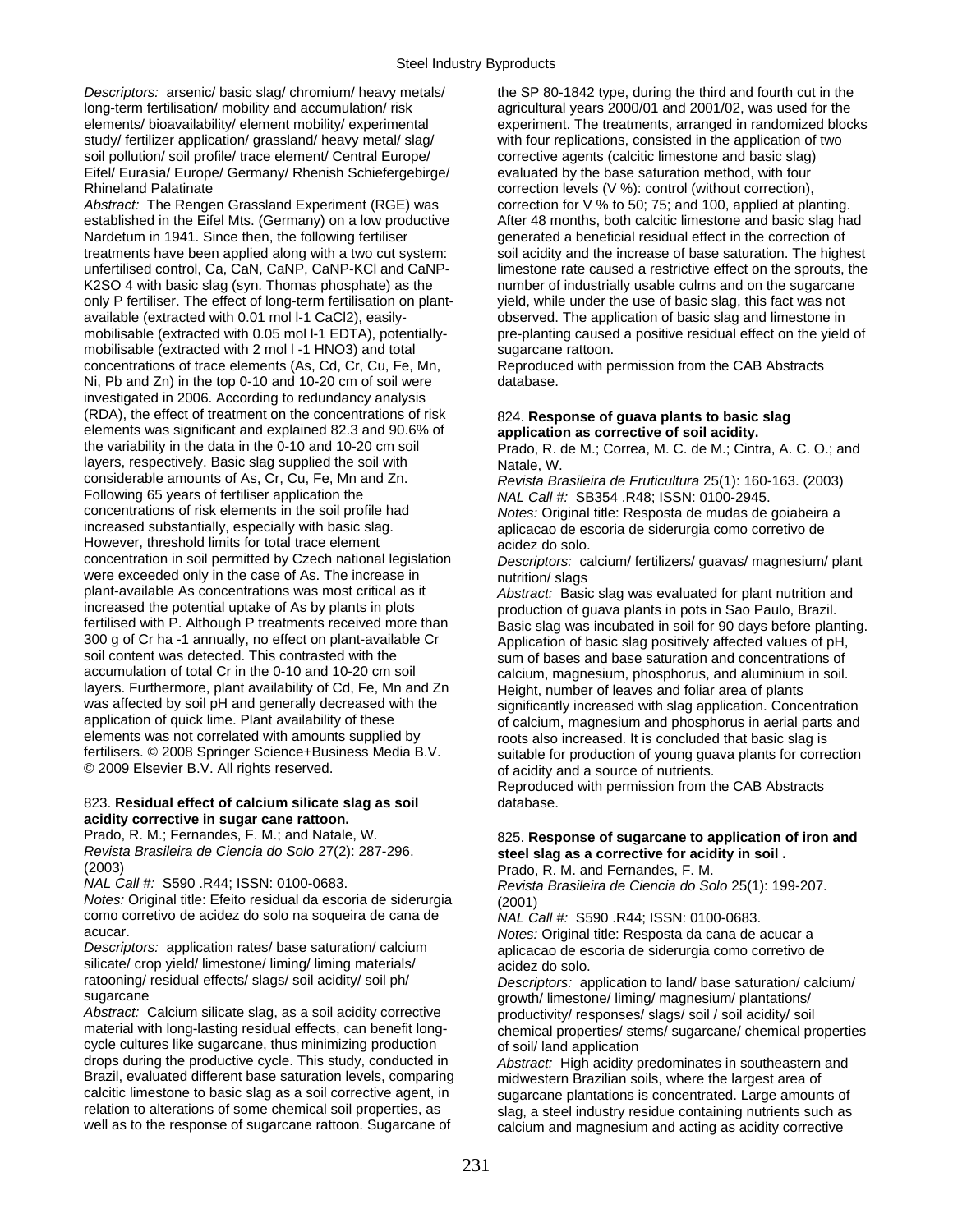*Descriptors:* arsenic/ basic slag/ chromium/ heavy metals/ long-term fertilisation/ mobility and accumulation/ risk elements/ bioavailability/ element mobility/ experimental study/ fertilizer application/ grassland/ heavy metal/ slag/ soil pollution/ soil profile/ trace element/ Central Europe/ Eifel/ Eurasia/ Europe/ Germany/ Rhenish Schiefergebirge/ Rhineland Palatinate

*Abstract:* The Rengen Grassland Experiment (RGE) was established in the Eifel Mts. (Germany) on a low productive Nardetum in 1941. Since then, the following fertiliser treatments have been applied along with a two cut system: unfertilised control, Ca, CaN, CaNP, CaNP-KCl and CaNP-$K_2SO_4$ with basic slag (syn. Thomas phosphate) as the only P fertiliser. The effect of long-term fertilisation on plant-available (extracted with 0.01 mol $l^{-1}$ $CaCl_2$), easily-mobilisable (extracted with 0.05 mol $l^{-1}$ EDTA), potentially-mobilisable (extracted with 2 mol $l^{-1}$ $HNO_3$) and total concentrations of trace elements (As, Cd, Cr, Cu, Fe, Mn, Ni, Pb and Zn) in the top 0-10 and 10-20 cm of soil were investigated in 2006. According to redundancy analysis (RDA), the effect of treatment on the concentrations of risk elements was significant and explained 82.3 and 90.6% of the variability in the data in the 0-10 and 10-20 cm soil layers, respectively. Basic slag supplied the soil with considerable amounts of As, Cr, Cu, Fe, Mn and Zn. Following 65 years of fertiliser application the concentrations of risk elements in the soil profile had increased substantially, especially with basic slag. However, threshold limits for total trace element concentration in soil permitted by Czech national legislation were exceeded only in the case of As. The increase in plant-available As concentrations was most critical as it increased the potential uptake of As by plants in plots fertilised with P. Although P treatments received more than 300 g of Cr $ha^{-1}$ annually, no effect on plant-available Cr soil content was detected. This contrasted with the accumulation of total Cr in the 0-10 and 10-20 cm soil layers. Furthermore, plant availability of Cd, Fe, Mn and Zn was affected by soil pH and generally decreased with the application of quick lime. Plant availability of these elements was not correlated with amounts supplied by fertilisers. © 2008 Springer Science+Business Media B.V. © 2009 Elsevier B.V. All rights reserved.

### 823. **Residual effect of calcium silicate slag as soil acidity corrective in sugar cane rattoon.**

Prado, R. M.; Fernandes, F. M.; and Natale, W.

*Revista Brasileira de Ciencia do Solo* 27(2): 287-296. (2003)

*NAL Call #:* S590 .R44; ISSN: 0100-0683.

*Notes:* Original title: Efeito residual da escoria de siderurgia como corretivo de acidez do solo na soqueira de cana de acucar.

*Descriptors:* application rates/ base saturation/ calcium silicate/ crop yield/ limestone/ liming/ liming materials/ ratooning/ residual effects/ slags/ soil acidity/ soil ph/ sugarcane

*Abstract:* Calcium silicate slag, as a soil acidity corrective material with long-lasting residual effects, can benefit long-cycle cultures like sugarcane, thus minimizing production drops during the productive cycle. This study, conducted in Brazil, evaluated different base saturation levels, comparing calcitic limestone to basic slag as a soil corrective agent, in relation to alterations of some chemical soil properties, as well as to the response of sugarcane rattoon. Sugarcane of the SP 80-1842 type, during the third and fourth cut in the agricultural years 2000/01 and 2001/02, was used for the experiment. The treatments, arranged in randomized blocks with four replications, consisted in the application of two corrective agents (calcitic limestone and basic slag) evaluated by the base saturation method, with four correction levels (V %): control (without correction), correction for V % to 50; 75; and 100, applied at planting. After 48 months, both calcitic limestone and basic slag had generated a beneficial residual effect in the correction of soil acidity and the increase of base saturation. The highest limestone rate caused a restrictive effect on the sprouts, the number of industrially usable culms and on the sugarcane yield, while under the use of basic slag, this fact was not observed. The application of basic slag and limestone in pre-planting caused a positive residual effect on the yield of sugarcane rattoon.

Reproduced with permission from the CAB Abstracts database.

### 824. **Response of guava plants to basic slag application as corrective of soil acidity.**

Prado, R. de M.; Correa, M. C. de M.; Cintra, A. C. O.; and Natale, W.

*Revista Brasileira de Fruticultura* 25(1): 160-163. (2003)

*NAL Call #:* SB354 .R48; ISSN: 0100-2945.

*Notes:* Original title: Resposta de mudas de goiabeira a aplicacao de escoria de siderurgia como corretivo de acidez do solo.

*Descriptors:* calcium/ fertilizers/ guavas/ magnesium/ plant nutrition/ slags

*Abstract:* Basic slag was evaluated for plant nutrition and production of guava plants in pots in Sao Paulo, Brazil. Basic slag was incubated in soil for 90 days before planting. Application of basic slag positively affected values of pH, sum of bases and base saturation and concentrations of calcium, magnesium, phosphorus, and aluminium in soil. Height, number of leaves and foliar area of plants significantly increased with slag application. Concentration of calcium, magnesium and phosphorus in aerial parts and roots also increased. It is concluded that basic slag is suitable for production of young guava plants for correction of acidity and a source of nutrients.

Reproduced with permission from the CAB Abstracts database.

### 825. **Response of sugarcane to application of iron and steel slag as a corrective for acidity in soil .**

Prado, R. M. and Fernandes, F. M.

*Revista Brasileira de Ciencia do Solo* 25(1): 199-207. (2001)

*NAL Call #:* S590 .R44; ISSN: 0100-0683.

*Notes:* Original title: Resposta da cana de acucar a aplicacao de escoria de siderurgia como corretivo de acidez do solo.

*Descriptors:* application to land/ base saturation/ calcium/ growth/ limestone/ liming/ magnesium/ plantations/ productivity/ responses/ slags/ soil / soil acidity/ soil chemical properties/ stems/ sugarcane/ chemical properties of soil/ land application

*Abstract:* High acidity predominates in southeastern and midwestern Brazilian soils, where the largest area of sugarcane plantations is concentrated. Large amounts of slag, a steel industry residue containing nutrients such as calcium and magnesium and acting as acidity corrective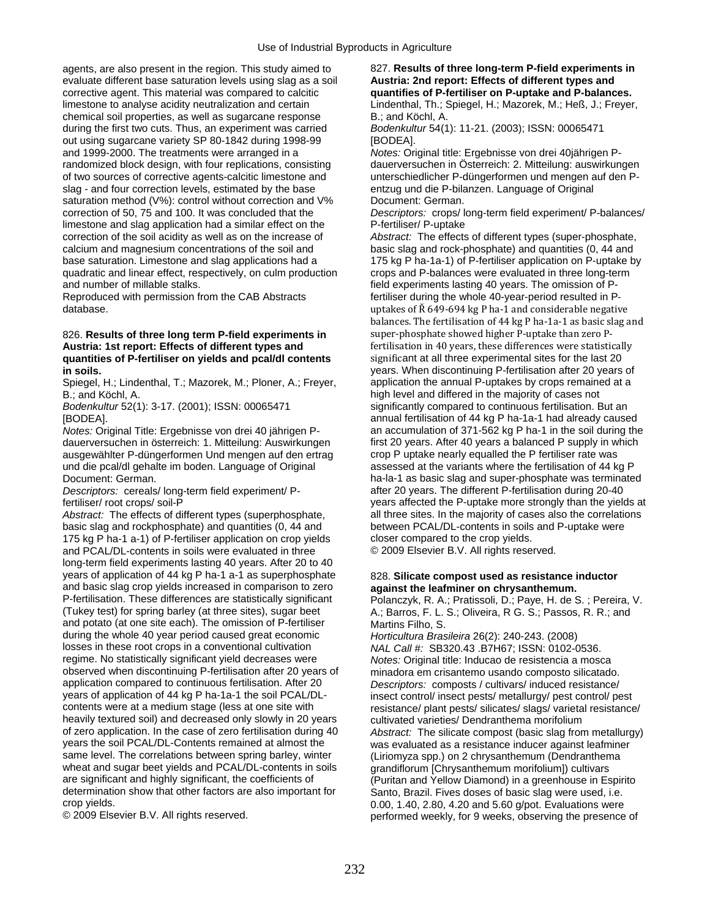agents, are also present in the region. This study aimed to evaluate different base saturation levels using slag as a soil corrective agent. This material was compared to calcitic limestone to analyse acidity neutralization and certain chemical soil properties, as well as sugarcane response during the first two cuts. Thus, an experiment was carried out using sugarcane variety SP 80-1842 during 1998-99 and 1999-2000. The treatments were arranged in a randomized block design, with four replications, consisting of two sources of corrective agents-calcitic limestone and slag - and four correction levels, estimated by the base saturation method (V%): control without correction and V% correction of 50, 75 and 100. It was concluded that the limestone and slag application had a similar effect on the correction of the soil acidity as well as on the increase of calcium and magnesium concentrations of the soil and base saturation. Limestone and slag applications had a quadratic and linear effect, respectively, on culm production and number of millable stalks.

Reproduced with permission from the CAB Abstracts database.

826. **Results of three long term P-field experiments in Austria: 1st report: Effects of different types and quantities of P-fertiliser on yields and pcal/dl contents in soils.**

Spiegel, H.; Lindenthal, T.; Mazorek, M.; Ploner, A.; Freyer, B.; and Köchl, A.

*Bodenkultur* 52(1): 3-17. (2001); ISSN: 00065471 [BODEA].

*Notes:* Original Title: Ergebnisse von drei 40 jährigen P-dauerversuchen in österreich: 1. Mitteilung: Auswirkungen ausgewählter P-düngerformen Und mengen auf den ertrag und die pcal/dl gehalte im boden. Language of Original Document: German.

*Descriptors:* cereals/ long-term field experiment/ P-fertiliser/ root crops/ soil-P

*Abstract:* The effects of different types (superphosphate, basic slag and rockphosphate) and quantities (0, 44 and 175 kg P ha-1 a-1) of P-fertiliser application on crop yields and PCAL/DL-contents in soils were evaluated in three long-term field experiments lasting 40 years. After 20 to 40 years of application of 44 kg P ha-1 a-1 as superphosphate and basic slag crop yields increased in comparison to zero P-fertilisation. These differences are statistically significant (Tukey test) for spring barley (at three sites), sugar beet and potato (at one site each). The omission of P-fertiliser during the whole 40 year period caused great economic losses in these root crops in a conventional cultivation regime. No statistically significant yield decreases were observed when discontinuing P-fertilisation after 20 years of application compared to continuous fertilisation. After 20 years of application of 44 kg P ha-1a-1 the soil PCAL/DL-contents were at a medium stage (less at one site with heavily textured soil) and decreased only slowly in 20 years of zero application. In the case of zero fertilisation during 40 years the soil PCAL/DL-Contents remained at almost the same level. The correlations between spring barley, winter wheat and sugar beet yields and PCAL/DL-contents in soils are significant and highly significant, the coefficients of determination show that other factors are also important for crop yields.

© 2009 Elsevier B.V. All rights reserved.

827. **Results of three long-term P-field experiments in Austria: 2nd report: Effects of different types and quantifies of P-fertiliser on P-uptake and P-balances.**

Lindenthal, Th.; Spiegel, H.; Mazorek, M.; Heß, J.; Freyer, B.; and Köchl, A.

*Bodenkultur* 54(1): 11-21. (2003); ISSN: 00065471 [BODEA].

*Notes:* Original title: Ergebnisse von drei 40jährigen P-dauerversuchen in Österreich: 2. Mitteilung: auswirkungen unterschiedlicher P-düngerformen und mengen auf den P-entzug und die P-bilanzen. Language of Original Document: German.

*Descriptors:* crops/ long-term field experiment/ P-balances/ P-fertiliser/ P-uptake

*Abstract:* The effects of different types (super-phosphate, basic slag and rock-phosphate) and quantities (0, 44 and 175 kg P ha-1a-1) of P-fertiliser application on P-uptake by crops and P-balances were evaluated in three long-term field experiments lasting 40 years. The omission of P-fertiliser during the whole 40-year-period resulted in P-uptakes of Ř 649-694 kg P ha-1 and considerable negative balances. The fertilisation of 44 kg P ha-1a-1 as basic slag and super-phosphate showed higher P-uptake than zero P-fertilisation in 40 years, these differences were statistically significant at all three experimental sites for the last 20 years. When discontinuing P-fertilisation after 20 years of application the annual P-uptakes by crops remained at a high level and differed in the majority of cases not significantly compared to continuous fertilisation. But an annual fertilisation of 44 kg P ha-1a-1 had already caused an accumulation of 371-562 kg P ha-1 in the soil during the first 20 years. After 40 years a balanced P supply in which crop P uptake nearly equalled the P fertiliser rate was assessed at the variants where the fertilisation of 44 kg P ha-la-1 as basic slag and super-phosphate was terminated after 20 years. The different P-fertilisation during 20-40 years affected the P-uptake more strongly than the yields at all three sites. In the majority of cases also the correlations between PCAL/DL-contents in soils and P-uptake were closer compared to the crop yields.

© 2009 Elsevier B.V. All rights reserved.

828. **Silicate compost used as resistance inductor against the leafminer on chrysanthemum.**

Polanczyk, R. A.; Pratissoli, D.; Paye, H. de S. ; Pereira, V. A.; Barros, F. L. S.; Oliveira, R G. S.; Passos, R. R.; and Martins Filho, S.

*Horticultura Brasileira* 26(2): 240-243. (2008)

*NAL Call #:* SB320.43 .B7H67; ISSN: 0102-0536.

*Notes:* Original title: Inducao de resistencia a mosca minadora em crisantemo usando composto silicatado.

*Descriptors:* composts / cultivars/ induced resistance/ insect control/ insect pests/ metallurgy/ pest control/ pest resistance/ plant pests/ silicates/ slags/ varietal resistance/ cultivated varieties/ Dendranthema morifolium

*Abstract:* The silicate compost (basic slag from metallurgy) was evaluated as a resistance inducer against leafminer (Liriomyza spp.) on 2 chrysanthemum (Dendranthema grandiflorum [Chrysanthemum morifolium]) cultivars (Puritan and Yellow Diamond) in a greenhouse in Espirito Santo, Brazil. Fives doses of basic slag were used, i.e. 0.00, 1.40, 2.80, 4.20 and 5.60 g/pot. Evaluations were performed weekly, for 9 weeks, observing the presence of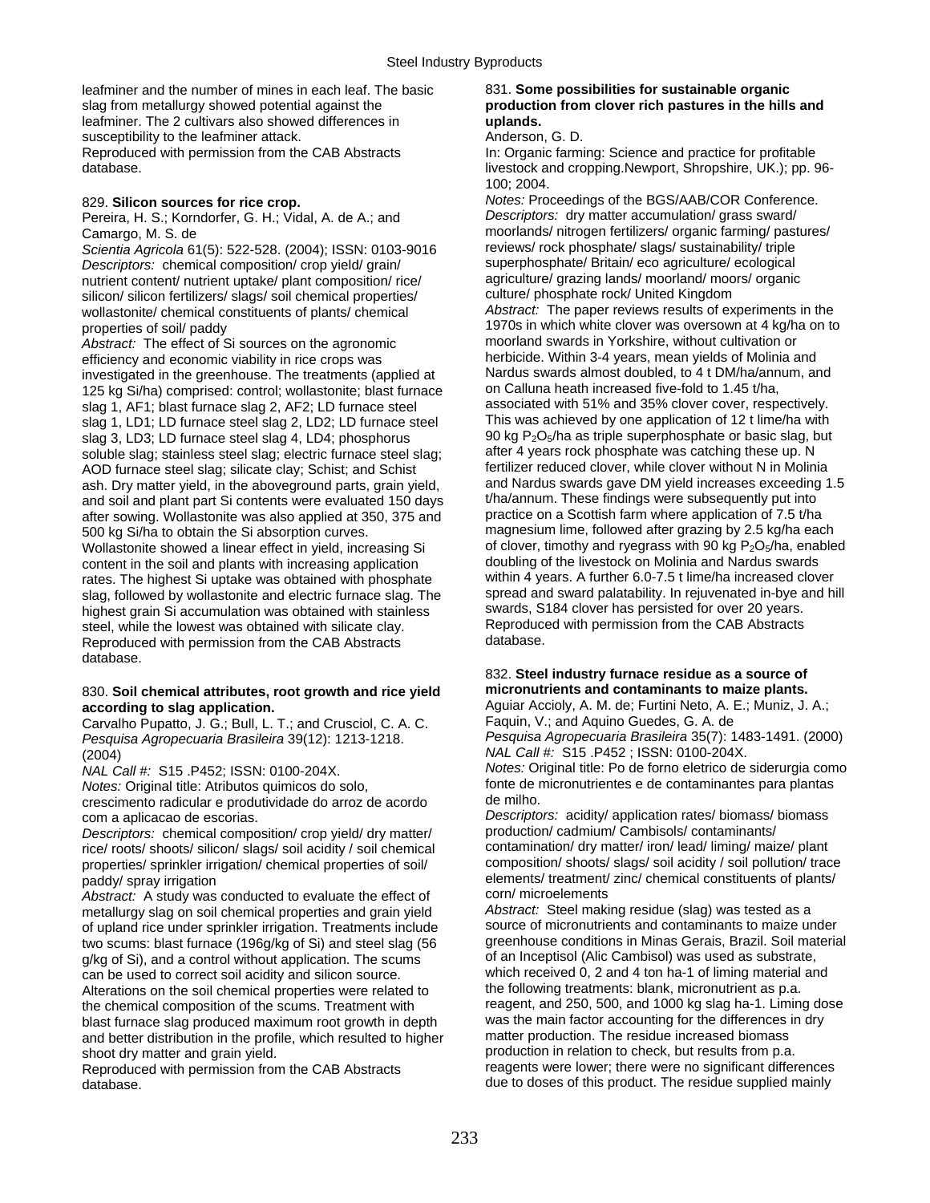leafminer and the number of mines in each leaf. The basic slag from metallurgy showed potential against the leafminer. The 2 cultivars also showed differences in susceptibility to the leafminer attack.
Reproduced with permission from the CAB Abstracts database.

829. **Silicon sources for rice crop.**
Pereira, H. S.; Korndorfer, G. H.; Vidal, A. de A.; and Camargo, M. S. de
*Scientia Agricola* 61(5): 522-528. (2004); ISSN: 0103-9016
*Descriptors:* chemical composition/ crop yield/ grain/ nutrient content/ nutrient uptake/ plant composition/ rice/ silicon/ silicon fertilizers/ slags/ soil chemical properties/ wollastonite/ chemical constituents of plants/ chemical properties of soil/ paddy
*Abstract:* The effect of Si sources on the agronomic efficiency and economic viability in rice crops was investigated in the greenhouse. The treatments (applied at 125 kg Si/ha) comprised: control; wollastonite; blast furnace slag 1, AF1; blast furnace slag 2, AF2; LD furnace steel slag 1, LD1; LD furnace steel slag 2, LD2; LD furnace steel slag 3, LD3; LD furnace steel slag 4, LD4; phosphorus soluble slag; stainless steel slag; electric furnace steel slag; AOD furnace steel slag; silicate clay; Schist; and Schist ash. Dry matter yield, in the aboveground parts, grain yield, and soil and plant part Si contents were evaluated 150 days after sowing. Wollastonite was also applied at 350, 375 and 500 kg Si/ha to obtain the Si absorption curves. Wollastonite showed a linear effect in yield, increasing Si content in the soil and plants with increasing application rates. The highest Si uptake was obtained with phosphate slag, followed by wollastonite and electric furnace slag. The highest grain Si accumulation was obtained with stainless steel, while the lowest was obtained with silicate clay.
Reproduced with permission from the CAB Abstracts database.

830. **Soil chemical attributes, root growth and rice yield according to slag application.**
Carvalho Pupatto, J. G.; Bull, L. T.; and Crusciol, C. A. C.
*Pesquisa Agropecuaria Brasileira* 39(12): 1213-1218. (2004)
*NAL Call #:* S15 .P452; ISSN: 0100-204X.
*Notes:* Original title: Atributos quimicos do solo, crescimento radicular e produtividade do arroz de acordo com a aplicacao de escorias.
*Descriptors:* chemical composition/ crop yield/ dry matter/ rice/ roots/ shoots/ silicon/ slags/ soil acidity / soil chemical properties/ sprinkler irrigation/ chemical properties of soil/ paddy/ spray irrigation
*Abstract:* A study was conducted to evaluate the effect of metallurgy slag on soil chemical properties and grain yield of upland rice under sprinkler irrigation. Treatments include two scums: blast furnace (196g/kg of Si) and steel slag (56 g/kg of Si), and a control without application. The scums can be used to correct soil acidity and silicon source. Alterations on the soil chemical properties were related to the chemical composition of the scums. Treatment with blast furnace slag produced maximum root growth in depth and better distribution in the profile, which resulted to higher shoot dry matter and grain yield.
Reproduced with permission from the CAB Abstracts database.

831. **Some possibilities for sustainable organic production from clover rich pastures in the hills and uplands.**
Anderson, G. D.
In: Organic farming: Science and practice for profitable livestock and cropping.Newport, Shropshire, UK.); pp. 96-100; 2004.
*Notes:* Proceedings of the BGS/AAB/COR Conference.
*Descriptors:* dry matter accumulation/ grass sward/ moorlands/ nitrogen fertilizers/ organic farming/ pastures/ reviews/ rock phosphate/ slags/ sustainability/ triple superphosphate/ Britain/ eco agriculture/ ecological agriculture/ grazing lands/ moorland/ moors/ organic culture/ phosphate rock/ United Kingdom
*Abstract:* The paper reviews results of experiments in the 1970s in which white clover was oversown at 4 kg/ha on to moorland swards in Yorkshire, without cultivation or herbicide. Within 3-4 years, mean yields of Molinia and Nardus swards almost doubled, to 4 t DM/ha/annum, and on Calluna heath increased five-fold to 1.45 t/ha, associated with 51% and 35% clover cover, respectively. This was achieved by one application of 12 t lime/ha with 90 kg $P_2O_5$/ha as triple superphosphate or basic slag, but after 4 years rock phosphate was catching these up. N fertilizer reduced clover, while clover without N in Molinia and Nardus swards gave DM yield increases exceeding 1.5 t/ha/annum. These findings were subsequently put into practice on a Scottish farm where application of 7.5 t/ha magnesium lime, followed after grazing by 2.5 kg/ha each of clover, timothy and ryegrass with 90 kg $P_2O_5$/ha, enabled doubling of the livestock on Molinia and Nardus swards within 4 years. A further 6.0-7.5 t lime/ha increased clover spread and sward palatability. In rejuvenated in-bye and hill swards, S184 clover has persisted for over 20 years.
Reproduced with permission from the CAB Abstracts database.

832. **Steel industry furnace residue as a source of micronutrients and contaminants to maize plants.**
Aguiar Accioly, A. M. de; Furtini Neto, A. E.; Muniz, J. A.; Faquin, V.; and Aquino Guedes, G. A. de
*Pesquisa Agropecuaria Brasileira* 35(7): 1483-1491. (2000)
*NAL Call #:* S15 .P452 ; ISSN: 0100-204X.
*Notes:* Original title: Po de forno eletrico de siderurgia como fonte de micronutrientes e de contaminantes para plantas de milho.
*Descriptors:* acidity/ application rates/ biomass/ biomass production/ cadmium/ Cambisols/ contaminants/ contamination/ dry matter/ iron/ lead/ liming/ maize/ plant composition/ shoots/ slags/ soil acidity / soil pollution/ trace elements/ treatment/ zinc/ chemical constituents of plants/ corn/ microelements
*Abstract:* Steel making residue (slag) was tested as a source of micronutrients and contaminants to maize under greenhouse conditions in Minas Gerais, Brazil. Soil material of an Inceptisol (Alic Cambisol) was used as substrate, which received 0, 2 and 4 ton ha-1 of liming material and the following treatments: blank, micronutrient as p.a. reagent, and 250, 500, and 1000 kg slag ha-1. Liming dose was the main factor accounting for the differences in dry matter production. The residue increased biomass production in relation to check, but results from p.a. reagents were lower; there were no significant differences due to doses of this product. The residue supplied mainly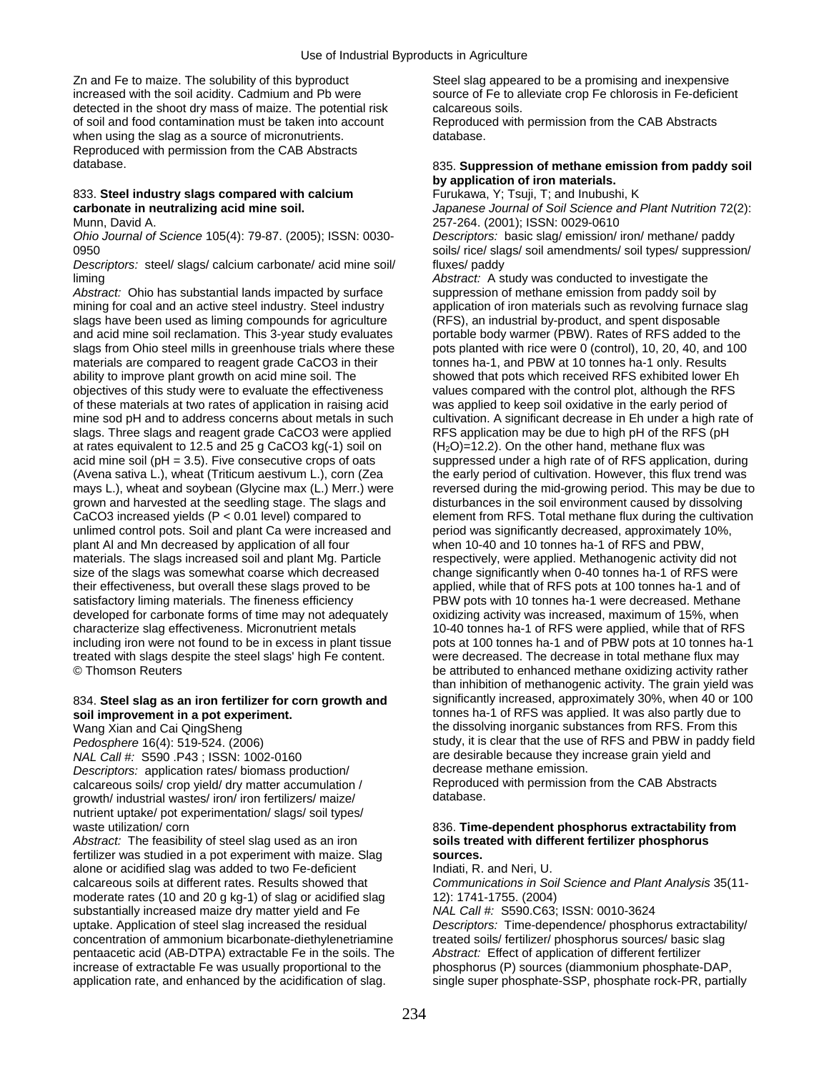Zn and Fe to maize. The solubility of this byproduct increased with the soil acidity. Cadmium and Pb were detected in the shoot dry mass of maize. The potential risk of soil and food contamination must be taken into account when using the slag as a source of micronutrients.
Reproduced with permission from the CAB Abstracts database.

833. **Steel industry slags compared with calcium carbonate in neutralizing acid mine soil.**
Munn, David A.
*Ohio Journal of Science* 105(4): 79-87. (2005); ISSN: 0030-0950
*Descriptors:* steel/ slags/ calcium carbonate/ acid mine soil/ liming
*Abstract:* Ohio has substantial lands impacted by surface mining for coal and an active steel industry. Steel industry slags have been used as liming compounds for agriculture and acid mine soil reclamation. This 3-year study evaluates slags from Ohio steel mills in greenhouse trials where these materials are compared to reagent grade $CaCO_3$ in their ability to improve plant growth on acid mine soil. The objectives of this study were to evaluate the effectiveness of these materials at two rates of application in raising acid mine sod pH and to address concerns about metals in such slags. Three slags and reagent grade $CaCO_3$ were applied at rates equivalent to 12.5 and 25 g $CaCO_3$ kg(-1) soil on acid mine soil (pH = 3.5). Five consecutive crops of oats (Avena sativa L.), wheat (Triticum aestivum L.), corn (Zea mays L.), wheat and soybean (Glycine max (L.) Merr.) were grown and harvested at the seedling stage. The slags and $CaCO_3$ increased yields ($P < 0.01$ level) compared to unlimed control pots. Soil and plant Ca were increased and plant Al and Mn decreased by application of all four materials. The slags increased soil and plant Mg. Particle size of the slags was somewhat coarse which decreased their effectiveness, but overall these slags proved to be satisfactory liming materials. The fineness efficiency developed for carbonate forms of time may not adequately characterize slag effectiveness. Micronutrient metals including iron were not found to be in excess in plant tissue treated with slags despite the steel slags' high Fe content.
© Thomson Reuters

834. **Steel slag as an iron fertilizer for corn growth and soil improvement in a pot experiment.**
Wang Xian and Cai QingSheng
*Pedosphere* 16(4): 519-524. (2006)
*NAL Call #:* S590 .P43 ; ISSN: 1002-0160
*Descriptors:* application rates/ biomass production/ calcareous soils/ crop yield/ dry matter accumulation / growth/ industrial wastes/ iron/ iron fertilizers/ maize/ nutrient uptake/ pot experimentation/ slags/ soil types/ waste utilization/ corn
*Abstract:* The feasibility of steel slag used as an iron fertilizer was studied in a pot experiment with maize. Slag alone or acidified slag was added to two Fe-deficient calcareous soils at different rates. Results showed that moderate rates (10 and 20 g kg-1) of slag or acidified slag substantially increased maize dry matter yield and Fe uptake. Application of steel slag increased the residual concentration of ammonium bicarbonate-diethylenetriamine pentaacetic acid (AB-DTPA) extractable Fe in the soils. The increase of extractable Fe was usually proportional to the application rate, and enhanced by the acidification of slag. Steel slag appeared to be a promising and inexpensive source of Fe to alleviate crop Fe chlorosis in Fe-deficient calcareous soils.
Reproduced with permission from the CAB Abstracts database.

835. **Suppression of methane emission from paddy soil by application of iron materials.**
Furukawa, Y; Tsuji, T; and Inubushi, K
*Japanese Journal of Soil Science and Plant Nutrition* 72(2): 257-264. (2001); ISSN: 0029-0610
*Descriptors:* basic slag/ emission/ iron/ methane/ paddy soils/ rice/ slags/ soil amendments/ soil types/ suppression/ fluxes/ paddy
*Abstract:* A study was conducted to investigate the suppression of methane emission from paddy soil by application of iron materials such as revolving furnace slag (RFS), an industrial by-product, and spent disposable portable body warmer (PBW). Rates of RFS added to the pots planted with rice were 0 (control), 10, 20, 40, and 100 tonnes ha-1, and PBW at 10 tonnes ha-1 only. Results showed that pots which received RFS exhibited lower Eh values compared with the control plot, although the RFS was applied to keep soil oxidative in the early period of cultivation. A significant decrease in Eh under a high rate of RFS application may be due to high pH of the RFS (pH $(H_2O)$=12.2). On the other hand, methane flux was suppressed under a high rate of of RFS application, during the early period of cultivation. However, this flux trend was reversed during the mid-growing period. This may be due to disturbances in the soil environment caused by dissolving element from RFS. Total methane flux during the cultivation period was significantly decreased, approximately 10%, when 10-40 and 10 tonnes ha-1 of RFS and PBW, respectively, were applied. Methanogenic activity did not change significantly when 0-40 tonnes ha-1 of RFS were applied, while that of RFS pots at 100 tonnes ha-1 and of PBW pots with 10 tonnes ha-1 were decreased. Methane oxidizing activity was increased, maximum of 15%, when 10-40 tonnes ha-1 of RFS were applied, while that of RFS pots at 100 tonnes ha-1 and of PBW pots at 10 tonnes ha-1 were decreased. The decrease in total methane flux may be attributed to enhanced methane oxidizing activity rather than inhibition of methanogenic activity. The grain yield was significantly increased, approximately 30%, when 40 or 100 tonnes ha-1 of RFS was applied. It was also partly due to the dissolving inorganic substances from RFS. From this study, it is clear that the use of RFS and PBW in paddy field are desirable because they increase grain yield and decrease methane emission.
Reproduced with permission from the CAB Abstracts database.

836. **Time-dependent phosphorus extractability from soils treated with different fertilizer phosphorus sources.**
Indiati, R. and Neri, U.
*Communications in Soil Science and Plant Analysis* 35(11-12): 1741-1755. (2004)
*NAL Call #:* S590.C63; ISSN: 0010-3624
*Descriptors:* Time-dependence/ phosphorus extractability/ treated soils/ fertilizer/ phosphorus sources/ basic slag
*Abstract:* Effect of application of different fertilizer phosphorus (P) sources (diammonium phosphate-DAP, single super phosphate-SSP, phosphate rock-PR, partially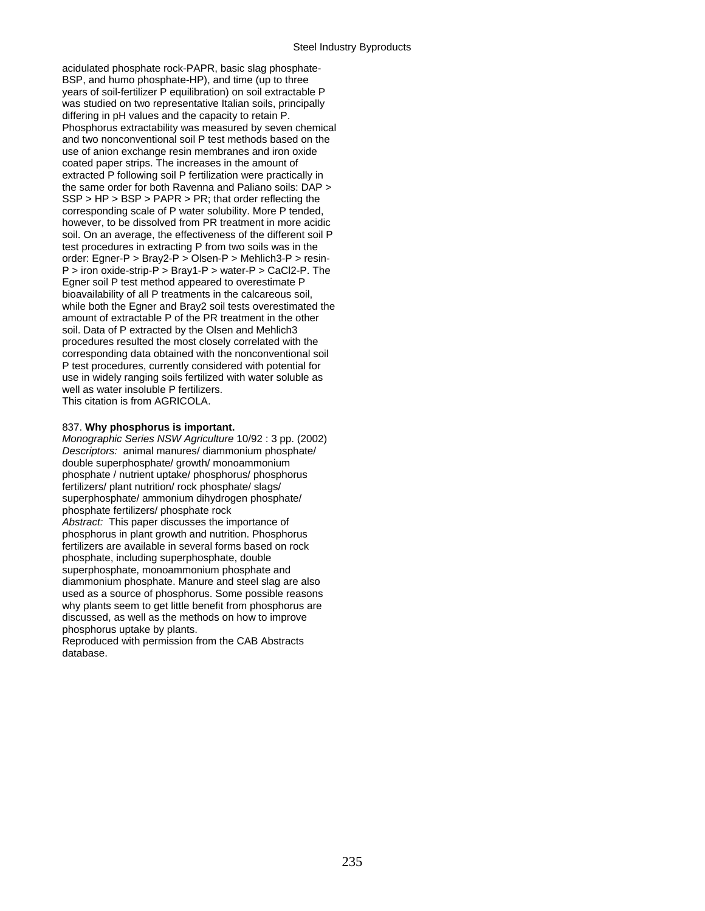acidulated phosphate rock-PAPR, basic slag phosphate-BSP, and humo phosphate-HP), and time (up to three years of soil-fertilizer P equilibration) on soil extractable P was studied on two representative Italian soils, principally differing in pH values and the capacity to retain P. Phosphorus extractability was measured by seven chemical and two nonconventional soil P test methods based on the use of anion exchange resin membranes and iron oxide coated paper strips. The increases in the amount of extracted P following soil P fertilization were practically in the same order for both Ravenna and Paliano soils: DAP > SSP > HP > BSP > PAPR > PR; that order reflecting the corresponding scale of P water solubility. More P tended, however, to be dissolved from PR treatment in more acidic soil. On an average, the effectiveness of the different soil P test procedures in extracting P from two soils was in the order: Egner-P > Bray2-P > Olsen-P > Mehlich3-P > resin-P > iron oxide-strip-P > Bray1-P > water-P > $CaCl_2$-P. The Egner soil P test method appeared to overestimate P bioavailability of all P treatments in the calcareous soil, while both the Egner and Bray2 soil tests overestimated the amount of extractable P of the PR treatment in the other soil. Data of P extracted by the Olsen and Mehlich3 procedures resulted the most closely correlated with the corresponding data obtained with the nonconventional soil P test procedures, currently considered with potential for use in widely ranging soils fertilized with water soluble as well as water insoluble P fertilizers.
This citation is from AGRICOLA.

837. **Why phosphorus is important.**
*Monographic Series NSW Agriculture* 10/92 : 3 pp. (2002)
*Descriptors:* animal manures/ diammonium phosphate/ double superphosphate/ growth/ monoammonium phosphate / nutrient uptake/ phosphorus/ phosphorus fertilizers/ plant nutrition/ rock phosphate/ slags/ superphosphate/ ammonium dihydrogen phosphate/ phosphate fertilizers/ phosphate rock
*Abstract:* This paper discusses the importance of phosphorus in plant growth and nutrition. Phosphorus fertilizers are available in several forms based on rock phosphate, including superphosphate, double superphosphate, monoammonium phosphate and diammonium phosphate. Manure and steel slag are also used as a source of phosphorus. Some possible reasons why plants seem to get little benefit from phosphorus are discussed, as well as the methods on how to improve phosphorus uptake by plants.
Reproduced with permission from the CAB Abstracts database.